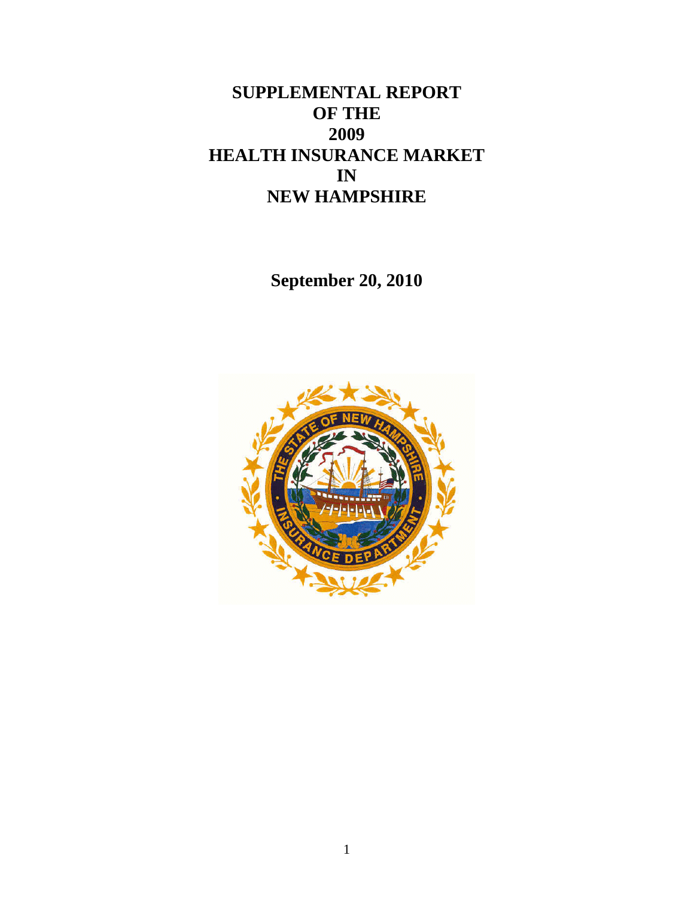# SUPPLEMENTAL REPORT OF THE 2009 HEALTH INSURANCE MARKET IN NEW HAMPSHIRE

**September 20, 2010**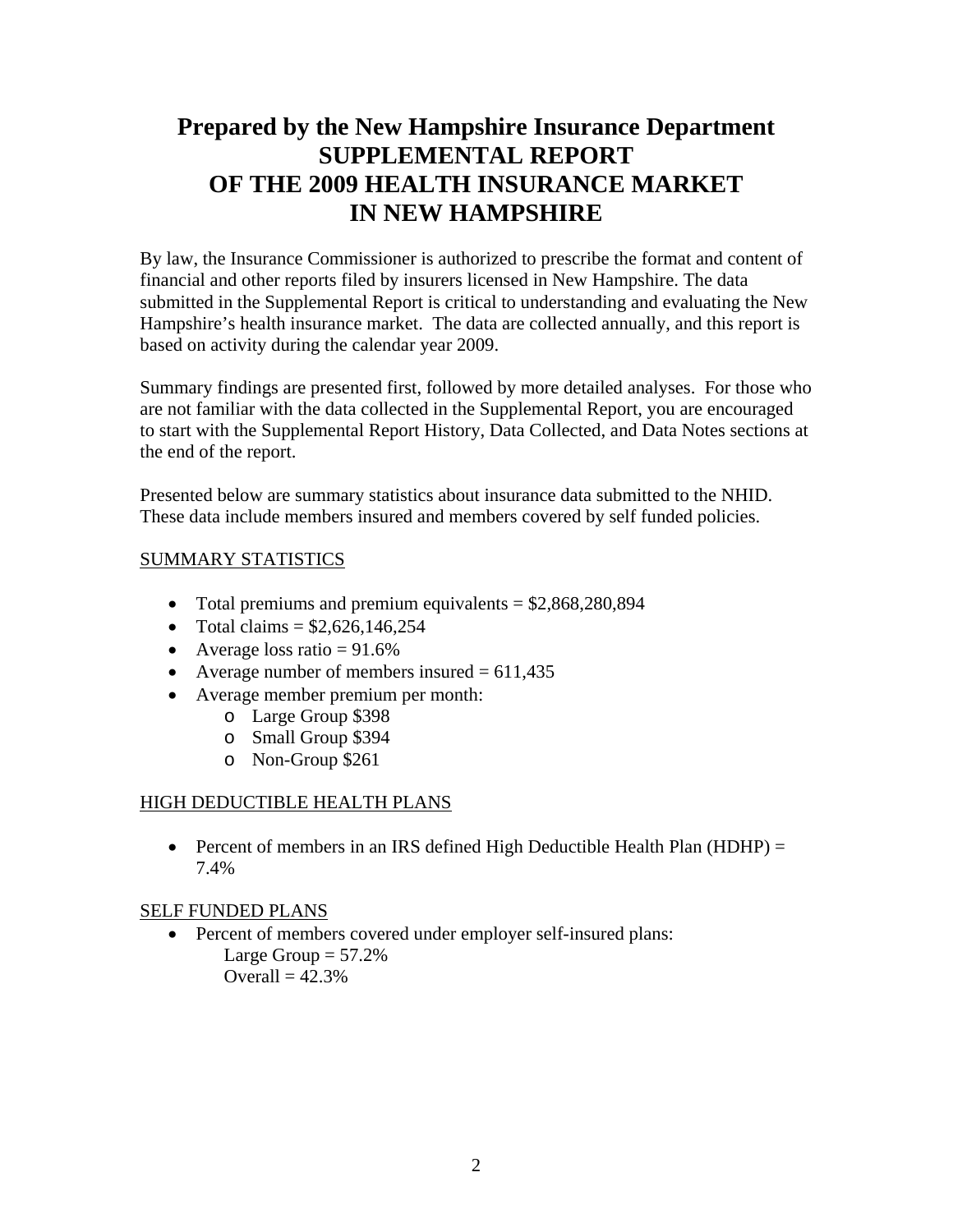# Prepared by the New Hampshire Insurance Department
# SUPPLEMENTAL REPORT
# OF THE 2009 HEALTH INSURANCE MARKET
# IN NEW HAMPSHIRE

By law, the Insurance Commissioner is authorized to prescribe the format and content of financial and other reports filed by insurers licensed in New Hampshire. The data submitted in the Supplemental Report is critical to understanding and evaluating the New Hampshire's health insurance market. The data are collected annually, and this report is based on activity during the calendar year 2009.

Summary findings are presented first, followed by more detailed analyses. For those who are not familiar with the data collected in the Supplemental Report, you are encouraged to start with the Supplemental Report History, Data Collected, and Data Notes sections at the end of the report.

Presented below are summary statistics about insurance data submitted to the NHID. These data include members insured and members covered by self funded policies.

<u>SUMMARY STATISTICS</u>

- Total premiums and premium equivalents = $2,868,280,894
- Total claims = $2,626,146,254
- Average loss ratio = 91.6%
- Average number of members insured = 611,435
- Average member premium per month:
  - Large Group $398
  - Small Group $394
  - Non-Group $261

<u>HIGH DEDUCTIBLE HEALTH PLANS</u>

- Percent of members in an IRS defined High Deductible Health Plan (HDHP) = 7.4%

<u>SELF FUNDED PLANS</u>

- Percent of members covered under employer self-insured plans:
  Large Group = 57.2%
  Overall = 42.3%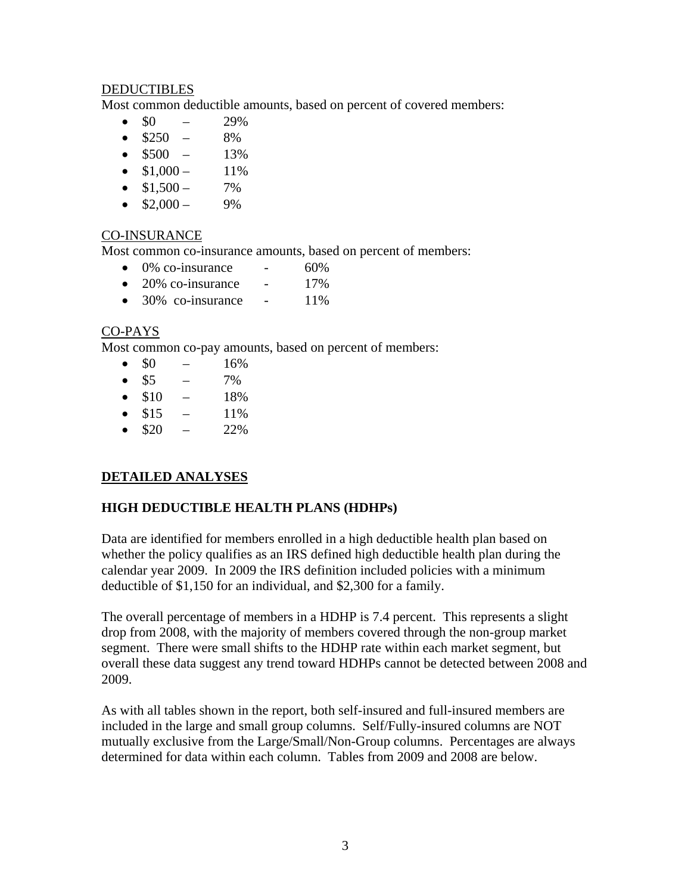DEDUCTIBLES

Most common deductible amounts, based on percent of covered members:

- $0 – 29%
- $250 – 8%
- $500 – 13%
- $1,000 – 11%
- $1,500 – 7%
- $2,000 – 9%

CO-INSURANCE

Most common co-insurance amounts, based on percent of members:

- 0% co-insurance - 60%
- 20% co-insurance - 17%
- 30% co-insurance - 11%

CO-PAYS

Most common co-pay amounts, based on percent of members:

- $0 – 16%
- $5 – 7%
- $10 – 18%
- $15 – 11%
- $20 – 22%

## DETAILED ANALYSES

### HIGH DEDUCTIBLE HEALTH PLANS (HDHPs)

Data are identified for members enrolled in a high deductible health plan based on whether the policy qualifies as an IRS defined high deductible health plan during the calendar year 2009. In 2009 the IRS definition included policies with a minimum deductible of $1,150 for an individual, and $2,300 for a family.

The overall percentage of members in a HDHP is 7.4 percent. This represents a slight drop from 2008, with the majority of members covered through the non-group market segment. There were small shifts to the HDHP rate within each market segment, but overall these data suggest any trend toward HDHPs cannot be detected between 2008 and 2009.

As with all tables shown in the report, both self-insured and full-insured members are included in the large and small group columns. Self/Fully-insured columns are NOT mutually exclusive from the Large/Small/Non-Group columns. Percentages are always determined for data within each column. Tables from 2009 and 2008 are below.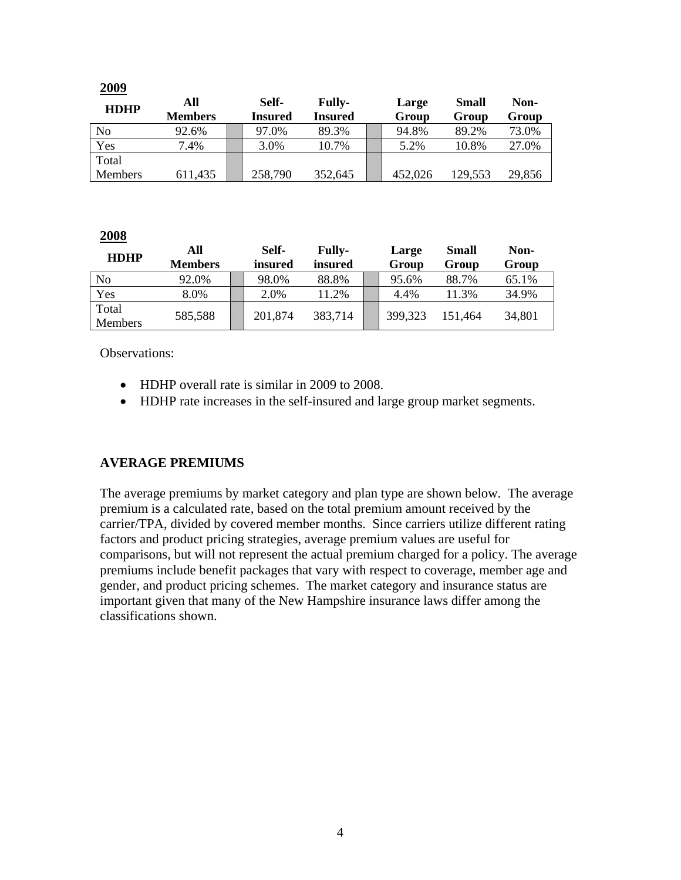**2009**

| HDHP | All Members | | Self-Insured | Fully-Insured | | Large Group | Small Group | Non-Group |
|---|---|---|---|---|---|---|---|---|
| No | 92.6% | | 97.0% | 89.3% | | 94.8% | 89.2% | 73.0% |
| Yes | 7.4% | | 3.0% | 10.7% | | 5.2% | 10.8% | 27.0% |
| Total Members | 611,435 | | 258,790 | 352,645 | | 452,026 | 129,553 | 29,856 |

**2008**

| HDHP | All Members | | Self-insured | Fully-insured | | Large Group | Small Group | Non-Group |
|---|---|---|---|---|---|---|---|---|
| No | 92.0% | | 98.0% | 88.8% | | 95.6% | 88.7% | 65.1% |
| Yes | 8.0% | | 2.0% | 11.2% | | 4.4% | 11.3% | 34.9% |
| Total Members | 585,588 | | 201,874 | 383,714 | | 399,323 | 151,464 | 34,801 |

Observations:

- HDHP overall rate is similar in 2009 to 2008.
- HDHP rate increases in the self-insured and large group market segments.

## AVERAGE PREMIUMS

The average premiums by market category and plan type are shown below. The average premium is a calculated rate, based on the total premium amount received by the carrier/TPA, divided by covered member months. Since carriers utilize different rating factors and product pricing strategies, average premium values are useful for comparisons, but will not represent the actual premium charged for a policy. The average premiums include benefit packages that vary with respect to coverage, member age and gender, and product pricing schemes. The market category and insurance status are important given that many of the New Hampshire insurance laws differ among the classifications shown.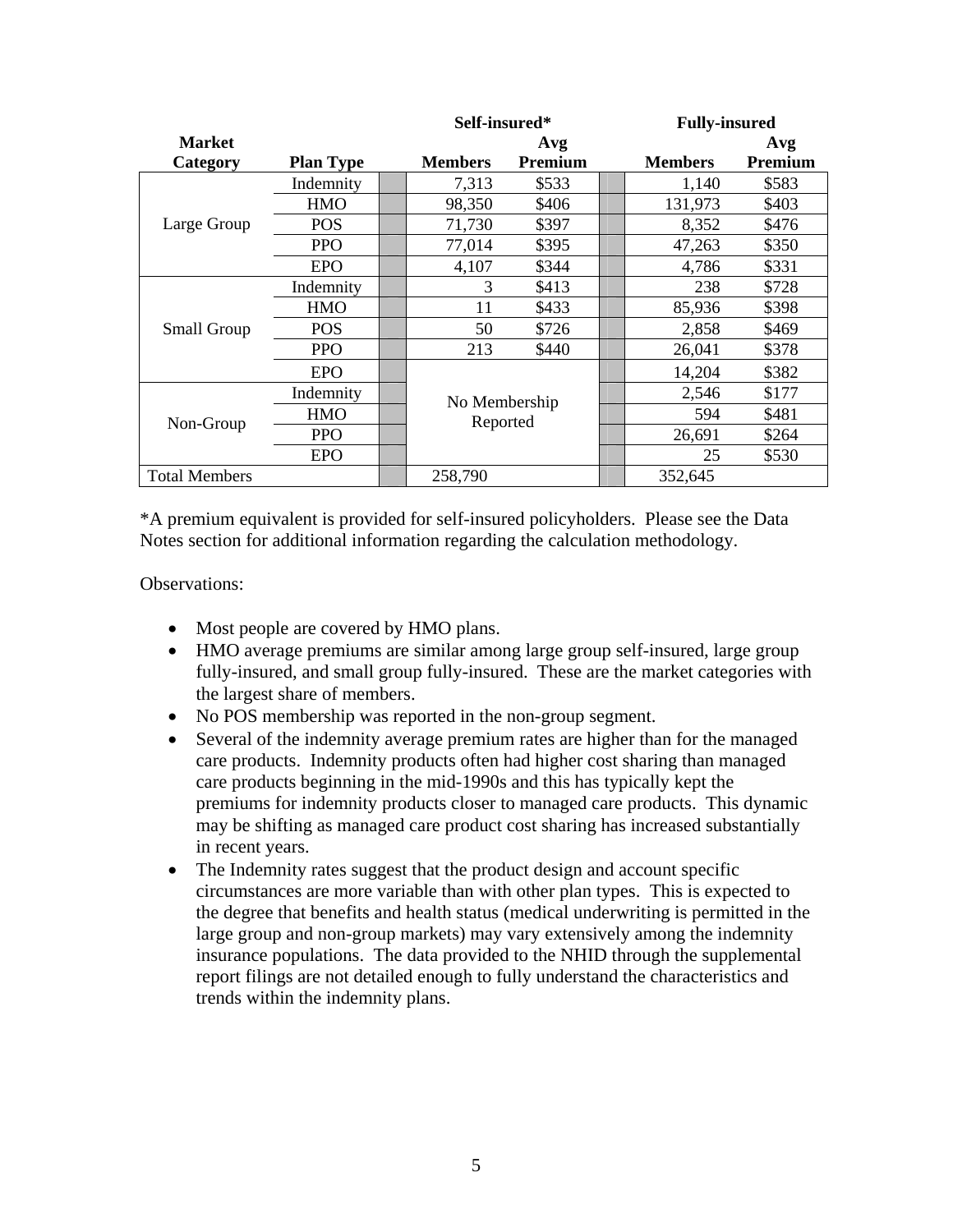| Market Category | Plan Type | Self-insured* Members | Self-insured* Avg Premium | Fully-insured Members | Fully-insured Avg Premium |
|---|---|---|---|---|---|
| Large Group | Indemnity | 7,313 | $533 | 1,140 | $583 |
| | HMO | 98,350 | $406 | 131,973 | $403 |
| | POS | 71,730 | $397 | 8,352 | $476 |
| | PPO | 77,014 | $395 | 47,263 | $350 |
| | EPO | 4,107 | $344 | 4,786 | $331 |
| Small Group | Indemnity | 3 | $413 | 238 | $728 |
| | HMO | 11 | $433 | 85,936 | $398 |
| | POS | 50 | $726 | 2,858 | $469 |
| | PPO | 213 | $440 | 26,041 | $378 |
| | EPO | No Membership Reported | | 14,204 | $382 |
| Non-Group | Indemnity | | | 2,546 | $177 |
| | HMO | | | 594 | $481 |
| | PPO | | | 26,691 | $264 |
| | EPO | | | 25 | $530 |
| Total Members | | 258,790 | | 352,645 | |

*A premium equivalent is provided for self-insured policyholders. Please see the Data Notes section for additional information regarding the calculation methodology.

Observations:

- Most people are covered by HMO plans.
- HMO average premiums are similar among large group self-insured, large group fully-insured, and small group fully-insured. These are the market categories with the largest share of members.
- No POS membership was reported in the non-group segment.
- Several of the indemnity average premium rates are higher than for the managed care products. Indemnity products often had higher cost sharing than managed care products beginning in the mid-1990s and this has typically kept the premiums for indemnity products closer to managed care products. This dynamic may be shifting as managed care product cost sharing has increased substantially in recent years.
- The Indemnity rates suggest that the product design and account specific circumstances are more variable than with other plan types. This is expected to the degree that benefits and health status (medical underwriting is permitted in the large group and non-group markets) may vary extensively among the indemnity insurance populations. The data provided to the NHID through the supplemental report filings are not detailed enough to fully understand the characteristics and trends within the indemnity plans.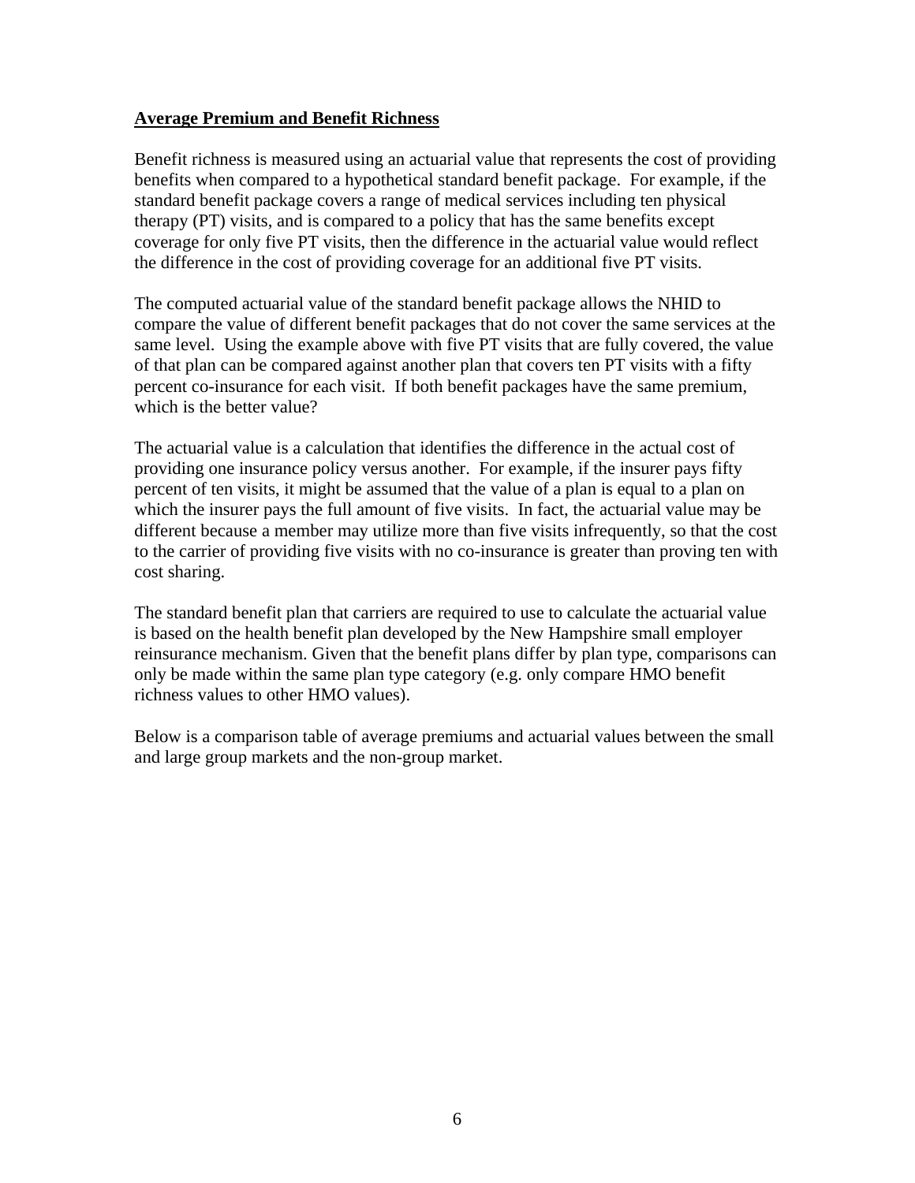**Average Premium and Benefit Richness**

Benefit richness is measured using an actuarial value that represents the cost of providing benefits when compared to a hypothetical standard benefit package. For example, if the standard benefit package covers a range of medical services including ten physical therapy (PT) visits, and is compared to a policy that has the same benefits except coverage for only five PT visits, then the difference in the actuarial value would reflect the difference in the cost of providing coverage for an additional five PT visits.

The computed actuarial value of the standard benefit package allows the NHID to compare the value of different benefit packages that do not cover the same services at the same level. Using the example above with five PT visits that are fully covered, the value of that plan can be compared against another plan that covers ten PT visits with a fifty percent co-insurance for each visit. If both benefit packages have the same premium, which is the better value?

The actuarial value is a calculation that identifies the difference in the actual cost of providing one insurance policy versus another. For example, if the insurer pays fifty percent of ten visits, it might be assumed that the value of a plan is equal to a plan on which the insurer pays the full amount of five visits. In fact, the actuarial value may be different because a member may utilize more than five visits infrequently, so that the cost to the carrier of providing five visits with no co-insurance is greater than proving ten with cost sharing.

The standard benefit plan that carriers are required to use to calculate the actuarial value is based on the health benefit plan developed by the New Hampshire small employer reinsurance mechanism. Given that the benefit plans differ by plan type, comparisons can only be made within the same plan type category (e.g. only compare HMO benefit richness values to other HMO values).

Below is a comparison table of average premiums and actuarial values between the small and large group markets and the non-group market.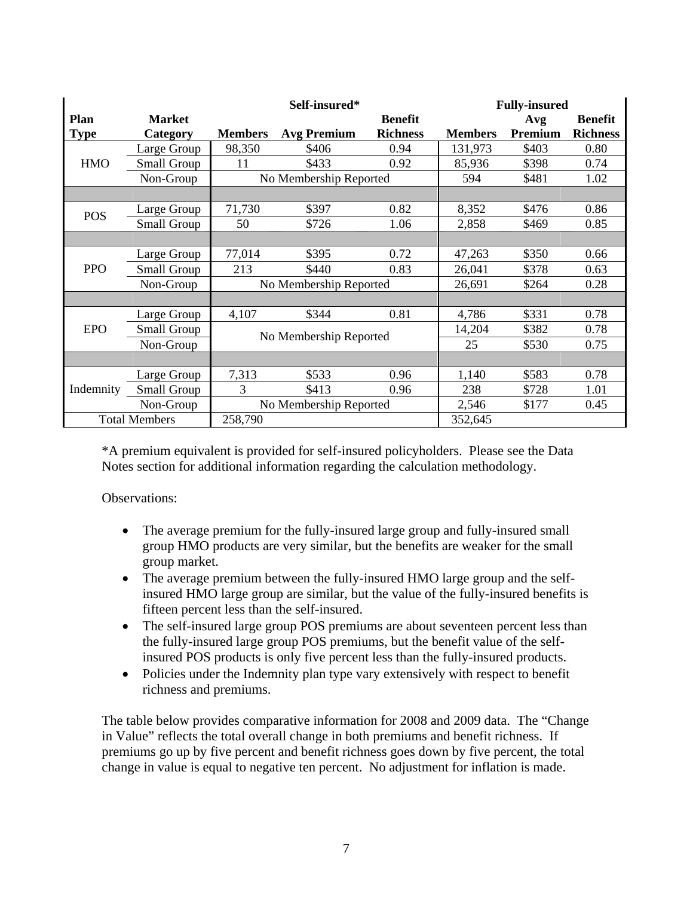| Plan Type | Market Category | Self-insured* Members | Self-insured* Avg Premium | Self-insured* Benefit Richness | Fully-insured Members | Fully-insured Avg Premium | Fully-insured Benefit Richness |
|---|---|---|---|---|---|---|---|
| HMO | Large Group | 98,350 | $406 | 0.94 | 131,973 | $403 | 0.80 |
| | Small Group | 11 | $433 | 0.92 | 85,936 | $398 | 0.74 |
| | Non-Group | No Membership Reported | | | 594 | $481 | 1.02 |
| | | | | | | | |
| POS | Large Group | 71,730 | $397 | 0.82 | 8,352 | $476 | 0.86 |
| | Small Group | 50 | $726 | 1.06 | 2,858 | $469 | 0.85 |
| | | | | | | | |
| PPO | Large Group | 77,014 | $395 | 0.72 | 47,263 | $350 | 0.66 |
| | Small Group | 213 | $440 | 0.83 | 26,041 | $378 | 0.63 |
| | Non-Group | No Membership Reported | | | 26,691 | $264 | 0.28 |
| | | | | | | | |
| EPO | Large Group | 4,107 | $344 | 0.81 | 4,786 | $331 | 0.78 |
| | Small Group | No Membership Reported | | | 14,204 | $382 | 0.78 |
| | Non-Group | | | | 25 | $530 | 0.75 |
| | | | | | | | |
| Indemnity | Large Group | 7,313 | $533 | 0.96 | 1,140 | $583 | 0.78 |
| | Small Group | 3 | $413 | 0.96 | 238 | $728 | 1.01 |
| | Non-Group | No Membership Reported | | | 2,546 | $177 | 0.45 |
| Total Members | | 258,790 | | | 352,645 | | |

*A premium equivalent is provided for self-insured policyholders. Please see the Data Notes section for additional information regarding the calculation methodology.

Observations:

- The average premium for the fully-insured large group and fully-insured small group HMO products are very similar, but the benefits are weaker for the small group market.
- The average premium between the fully-insured HMO large group and the self-insured HMO large group are similar, but the value of the fully-insured benefits is fifteen percent less than the self-insured.
- The self-insured large group POS premiums are about seventeen percent less than the fully-insured large group POS premiums, but the benefit value of the self-insured POS products is only five percent less than the fully-insured products.
- Policies under the Indemnity plan type vary extensively with respect to benefit richness and premiums.

The table below provides comparative information for 2008 and 2009 data. The "Change in Value" reflects the total overall change in both premiums and benefit richness. If premiums go up by five percent and benefit richness goes down by five percent, the total change in value is equal to negative ten percent. No adjustment for inflation is made.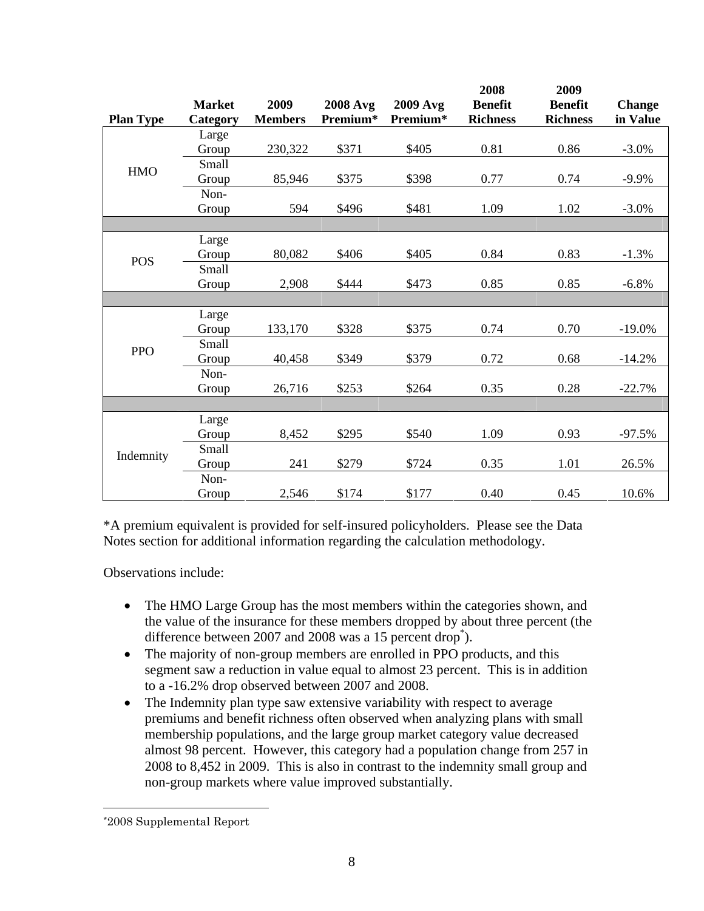| Plan Type | Market Category | 2009 Members | 2008 Avg Premium* | 2009 Avg Premium* | 2008 Benefit Richness | 2009 Benefit Richness | Change in Value |
|---|---|---|---|---|---|---|---|
| HMO | Large Group | 230,322 | $371 | $405 | 0.81 | 0.86 | -3.0% |
| | Small Group | 85,946 | $375 | $398 | 0.77 | 0.74 | -9.9% |
| | Non-Group | 594 | $496 | $481 | 1.09 | 1.02 | -3.0% |
| POS | Large Group | 80,082 | $406 | $405 | 0.84 | 0.83 | -1.3% |
| | Small Group | 2,908 | $444 | $473 | 0.85 | 0.85 | -6.8% |
| PPO | Large Group | 133,170 | $328 | $375 | 0.74 | 0.70 | -19.0% |
| | Small Group | 40,458 | $349 | $379 | 0.72 | 0.68 | -14.2% |
| | Non-Group | 26,716 | $253 | $264 | 0.35 | 0.28 | -22.7% |
| Indemnity | Large Group | 8,452 | $295 | $540 | 1.09 | 0.93 | -97.5% |
| | Small Group | 241 | $279 | $724 | 0.35 | 1.01 | 26.5% |
| | Non-Group | 2,546 | $174 | $177 | 0.40 | 0.45 | 10.6% |

*A premium equivalent is provided for self-insured policyholders. Please see the Data Notes section for additional information regarding the calculation methodology.

Observations include:

- The HMO Large Group has the most members within the categories shown, and the value of the insurance for these members dropped by about three percent (the difference between 2007 and 2008 was a 15 percent drop*).
- The majority of non-group members are enrolled in PPO products, and this segment saw a reduction in value equal to almost 23 percent. This is in addition to a -16.2% drop observed between 2007 and 2008.
- The Indemnity plan type saw extensive variability with respect to average premiums and benefit richness often observed when analyzing plans with small membership populations, and the large group market category value decreased almost 98 percent. However, this category had a population change from 257 in 2008 to 8,452 in 2009. This is also in contrast to the indemnity small group and non-group markets where value improved substantially.

---

*2008 Supplemental Report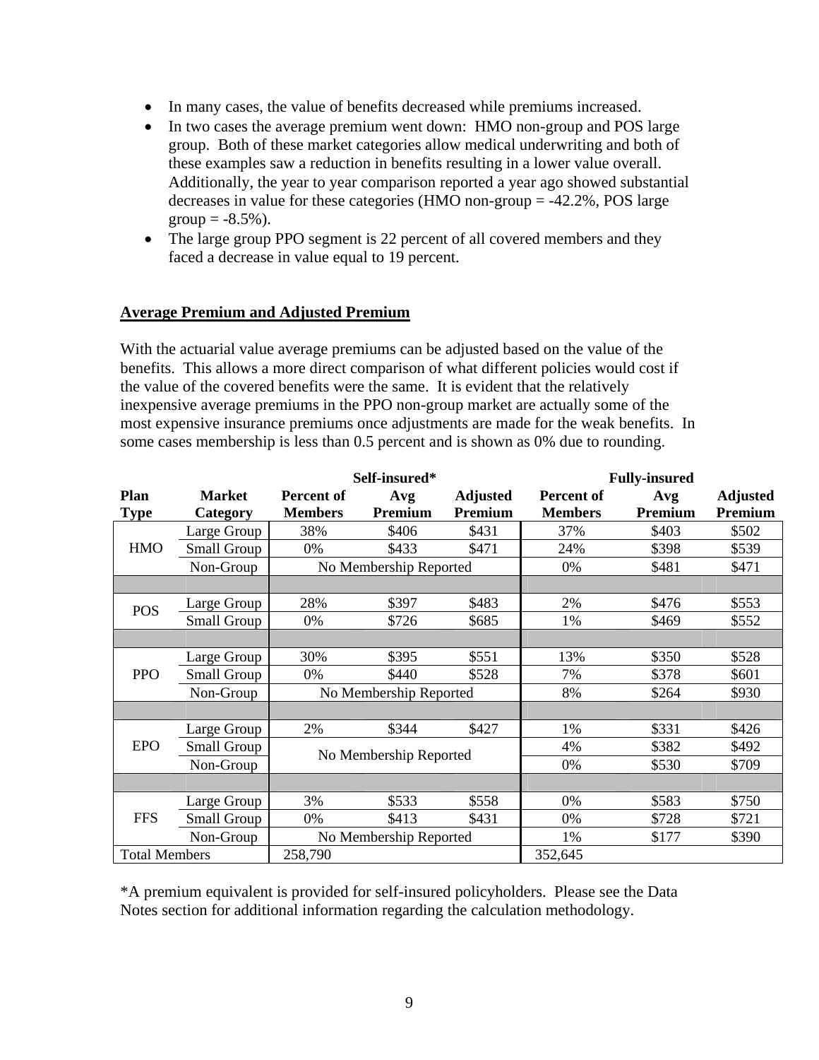- In many cases, the value of benefits decreased while premiums increased.
- In two cases the average premium went down: HMO non-group and POS large group. Both of these market categories allow medical underwriting and both of these examples saw a reduction in benefits resulting in a lower value overall. Additionally, the year to year comparison reported a year ago showed substantial decreases in value for these categories (HMO non-group = -42.2%, POS large group = -8.5%).
- The large group PPO segment is 22 percent of all covered members and they faced a decrease in value equal to 19 percent.

## Average Premium and Adjusted Premium

With the actuarial value average premiums can be adjusted based on the value of the benefits. This allows a more direct comparison of what different policies would cost if the value of the covered benefits were the same. It is evident that the relatively inexpensive average premiums in the PPO non-group market are actually some of the most expensive insurance premiums once adjustments are made for the weak benefits. In some cases membership is less than 0.5 percent and is shown as 0% due to rounding.

| | | Self-insured* | | | Fully-insured | | |
|---|---|---|---|---|---|---|---|
| **Plan Type** | **Market Category** | **Percent of Members** | **Avg Premium** | **Adjusted Premium** | **Percent of Members** | **Avg Premium** | **Adjusted Premium** |
| HMO | Large Group | 38% | $406 | $431 | 37% | $403 | $502 |
| | Small Group | 0% | $433 | $471 | 24% | $398 | $539 |
| | Non-Group | No Membership Reported | | | 0% | $481 | $471 |
| POS | Large Group | 28% | $397 | $483 | 2% | $476 | $553 |
| | Small Group | 0% | $726 | $685 | 1% | $469 | $552 |
| PPO | Large Group | 30% | $395 | $551 | 13% | $350 | $528 |
| | Small Group | 0% | $440 | $528 | 7% | $378 | $601 |
| | Non-Group | No Membership Reported | | | 8% | $264 | $930 |
| EPO | Large Group | 2% | $344 | $427 | 1% | $331 | $426 |
| | Small Group | No Membership Reported | | | 4% | $382 | $492 |
| | Non-Group | | | | 0% | $530 | $709 |
| FFS | Large Group | 3% | $533 | $558 | 0% | $583 | $750 |
| | Small Group | 0% | $413 | $431 | 0% | $728 | $721 |
| | Non-Group | No Membership Reported | | | 1% | $177 | $390 |
| Total Members | | 258,790 | | | 352,645 | | |

*A premium equivalent is provided for self-insured policyholders. Please see the Data Notes section for additional information regarding the calculation methodology.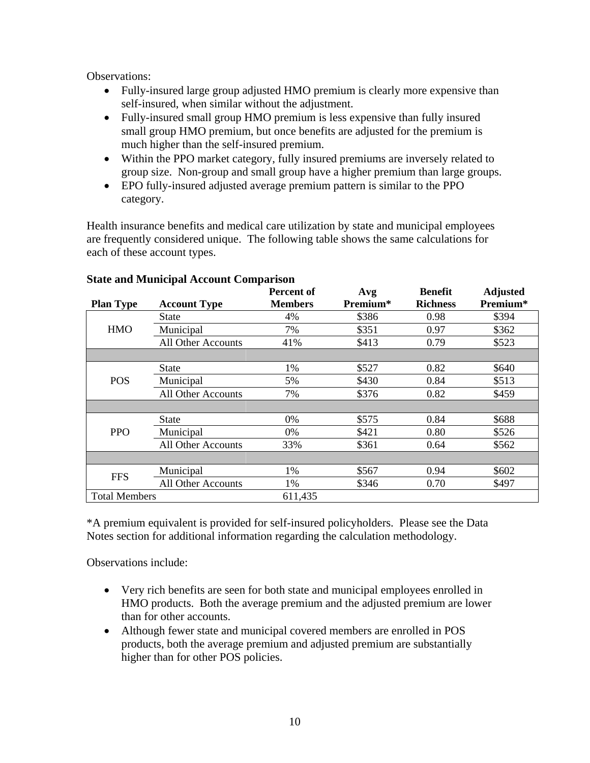Observations:

- Fully-insured large group adjusted HMO premium is clearly more expensive than self-insured, when similar without the adjustment.
- Fully-insured small group HMO premium is less expensive than fully insured small group HMO premium, but once benefits are adjusted for the premium is much higher than the self-insured premium.
- Within the PPO market category, fully insured premiums are inversely related to group size. Non-group and small group have a higher premium than large groups.
- EPO fully-insured adjusted average premium pattern is similar to the PPO category.

Health insurance benefits and medical care utilization by state and municipal employees are frequently considered unique. The following table shows the same calculations for each of these account types.

**State and Municipal Account Comparison**

| Plan Type | Account Type | Percent of Members | Avg Premium* | Benefit Richness | Adjusted Premium* |
|---|---|---|---|---|---|
| HMO | State | 4% | $386 | 0.98 | $394 |
| | Municipal | 7% | $351 | 0.97 | $362 |
| | All Other Accounts | 41% | $413 | 0.79 | $523 |
| | | | | | |
| POS | State | 1% | $527 | 0.82 | $640 |
| | Municipal | 5% | $430 | 0.84 | $513 |
| | All Other Accounts | 7% | $376 | 0.82 | $459 |
| | | | | | |
| PPO | State | 0% | $575 | 0.84 | $688 |
| | Municipal | 0% | $421 | 0.80 | $526 |
| | All Other Accounts | 33% | $361 | 0.64 | $562 |
| | | | | | |
| FFS | Municipal | 1% | $567 | 0.94 | $602 |
| | All Other Accounts | 1% | $346 | 0.70 | $497 |
| Total Members | | 611,435 | | | |

*A premium equivalent is provided for self-insured policyholders. Please see the Data Notes section for additional information regarding the calculation methodology.

Observations include:

- Very rich benefits are seen for both state and municipal employees enrolled in HMO products. Both the average premium and the adjusted premium are lower than for other accounts.
- Although fewer state and municipal covered members are enrolled in POS products, both the average premium and adjusted premium are substantially higher than for other POS policies.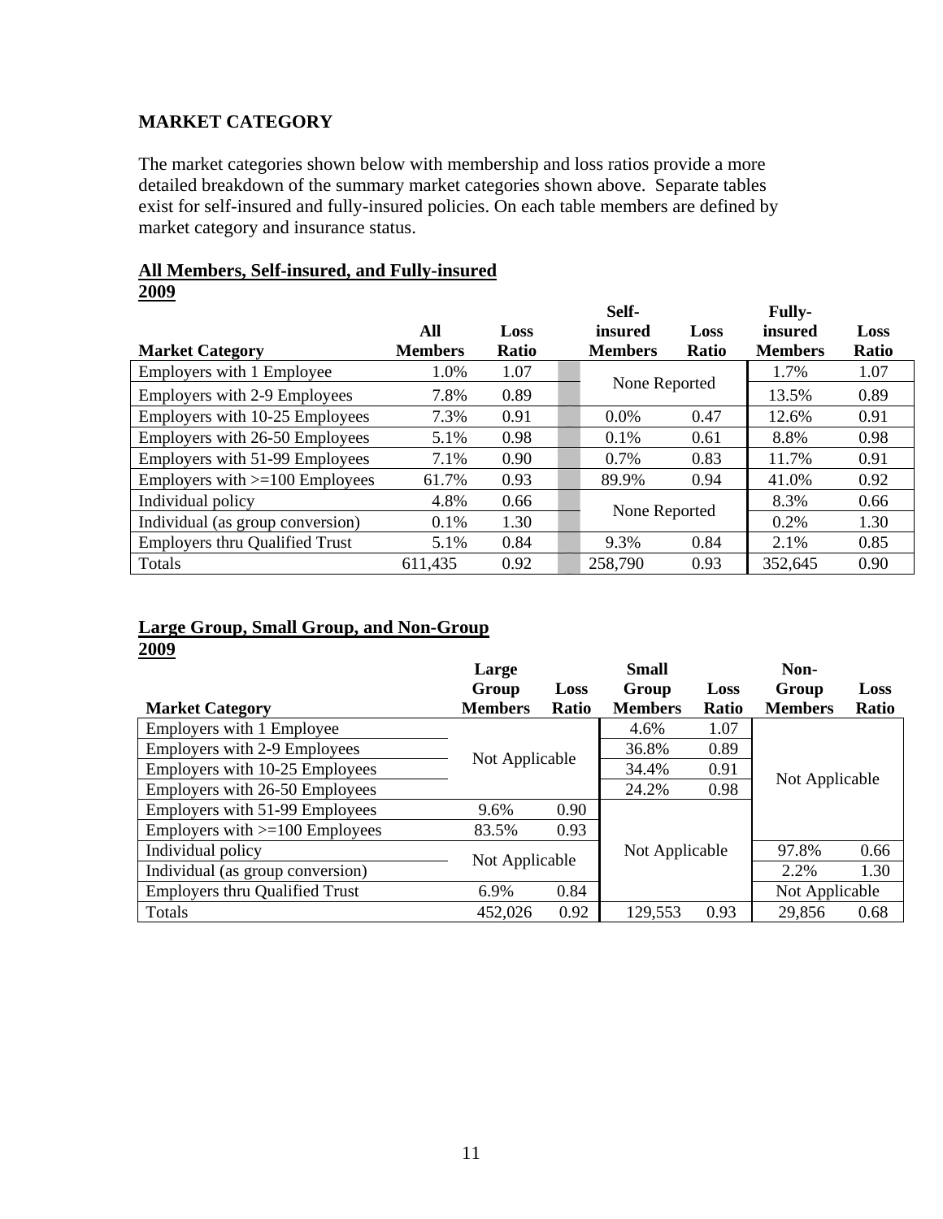## MARKET CATEGORY

The market categories shown below with membership and loss ratios provide a more detailed breakdown of the summary market categories shown above. Separate tables exist for self-insured and fully-insured policies. On each table members are defined by market category and insurance status.

**All Members, Self-insured, and Fully-insured 2009**

| Market Category | All Members | Loss Ratio | Self-insured Members | Loss Ratio | Fully-insured Members | Loss Ratio |
|---|---|---|---|---|---|---|
| Employers with 1 Employee | 1.0% | 1.07 | None Reported | | 1.7% | 1.07 |
| Employers with 2-9 Employees | 7.8% | 0.89 | | | 13.5% | 0.89 |
| Employers with 10-25 Employees | 7.3% | 0.91 | 0.0% | 0.47 | 12.6% | 0.91 |
| Employers with 26-50 Employees | 5.1% | 0.98 | 0.1% | 0.61 | 8.8% | 0.98 |
| Employers with 51-99 Employees | 7.1% | 0.90 | 0.7% | 0.83 | 11.7% | 0.91 |
| Employers with >=100 Employees | 61.7% | 0.93 | 89.9% | 0.94 | 41.0% | 0.92 |
| Individual policy | 4.8% | 0.66 | None Reported | | 8.3% | 0.66 |
| Individual (as group conversion) | 0.1% | 1.30 | | | 0.2% | 1.30 |
| Employers thru Qualified Trust | 5.1% | 0.84 | 9.3% | 0.84 | 2.1% | 0.85 |
| Totals | 611,435 | 0.92 | 258,790 | 0.93 | 352,645 | 0.90 |

**Large Group, Small Group, and Non-Group 2009**

| Market Category | Large Group Members | Loss Ratio | Small Group Members | Loss Ratio | Non-Group Members | Loss Ratio |
|---|---|---|---|---|---|---|
| Employers with 1 Employee | Not Applicable | | 4.6% | 1.07 | Not Applicable | |
| Employers with 2-9 Employees | | | 36.8% | 0.89 | | |
| Employers with 10-25 Employees | | | 34.4% | 0.91 | | |
| Employers with 26-50 Employees | | | 24.2% | 0.98 | | |
| Employers with 51-99 Employees | 9.6% | 0.90 | Not Applicable | | | |
| Employers with >=100 Employees | 83.5% | 0.93 | | | | |
| Individual policy | Not Applicable | | | | 97.8% | 0.66 |
| Individual (as group conversion) | | | | | 2.2% | 1.30 |
| Employers thru Qualified Trust | 6.9% | 0.84 | | | Not Applicable | |
| Totals | 452,026 | 0.92 | 129,553 | 0.93 | 29,856 | 0.68 |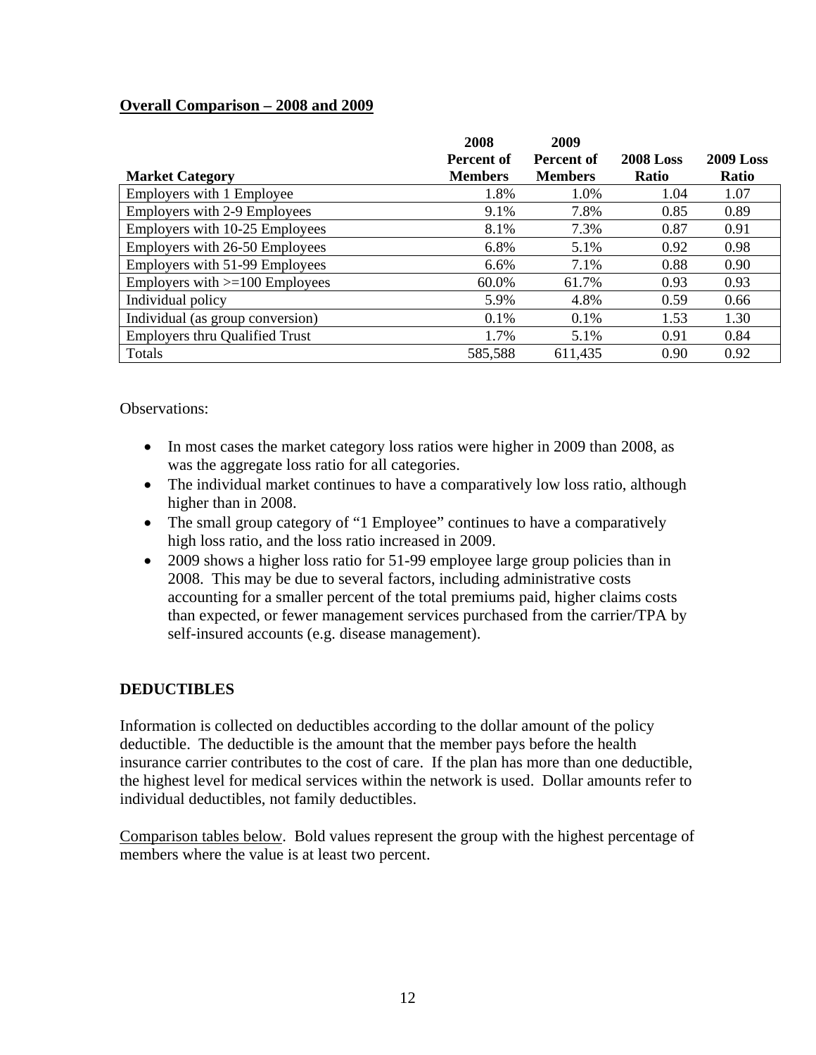**<u>Overall Comparison – 2008 and 2009</u>**

| Market Category | 2008 Percent of Members | 2009 Percent of Members | 2008 Loss Ratio | 2009 Loss Ratio |
|---|---|---|---|---|
| Employers with 1 Employee | 1.8% | 1.0% | 1.04 | 1.07 |
| Employers with 2-9 Employees | 9.1% | 7.8% | 0.85 | 0.89 |
| Employers with 10-25 Employees | 8.1% | 7.3% | 0.87 | 0.91 |
| Employers with 26-50 Employees | 6.8% | 5.1% | 0.92 | 0.98 |
| Employers with 51-99 Employees | 6.6% | 7.1% | 0.88 | 0.90 |
| Employers with >=100 Employees | 60.0% | 61.7% | 0.93 | 0.93 |
| Individual policy | 5.9% | 4.8% | 0.59 | 0.66 |
| Individual (as group conversion) | 0.1% | 0.1% | 1.53 | 1.30 |
| Employers thru Qualified Trust | 1.7% | 5.1% | 0.91 | 0.84 |
| Totals | 585,588 | 611,435 | 0.90 | 0.92 |

Observations:

- In most cases the market category loss ratios were higher in 2009 than 2008, as was the aggregate loss ratio for all categories.
- The individual market continues to have a comparatively low loss ratio, although higher than in 2008.
- The small group category of "1 Employee" continues to have a comparatively high loss ratio, and the loss ratio increased in 2009.
- 2009 shows a higher loss ratio for 51-99 employee large group policies than in 2008. This may be due to several factors, including administrative costs accounting for a smaller percent of the total premiums paid, higher claims costs than expected, or fewer management services purchased from the carrier/TPA by self-insured accounts (e.g. disease management).

## DEDUCTIBLES

Information is collected on deductibles according to the dollar amount of the policy deductible. The deductible is the amount that the member pays before the health insurance carrier contributes to the cost of care. If the plan has more than one deductible, the highest level for medical services within the network is used. Dollar amounts refer to individual deductibles, not family deductibles.

<u>Comparison tables below</u>. Bold values represent the group with the highest percentage of members where the value is at least two percent.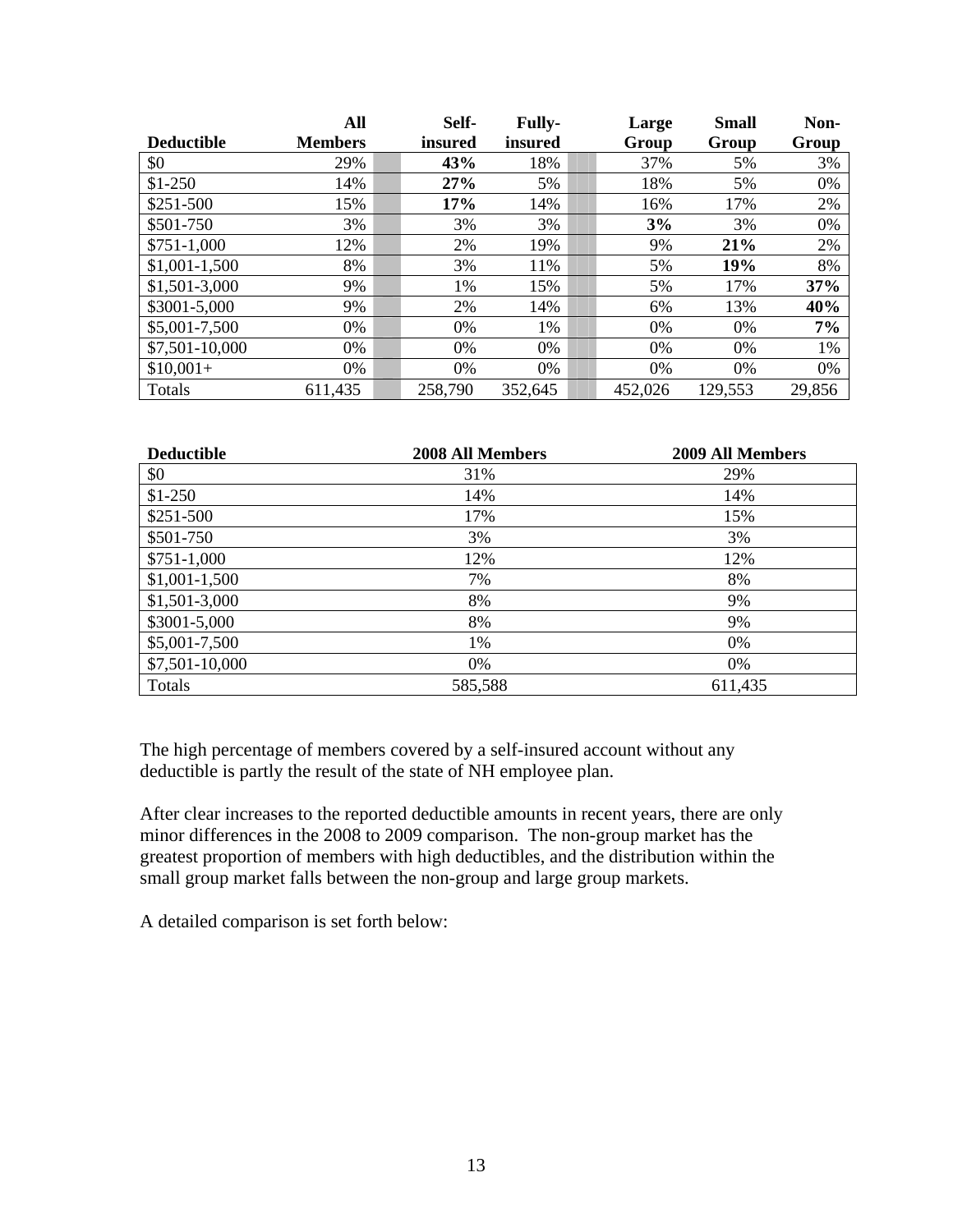| Deductible | All Members | | Self-insured | Fully-insured | | Large Group | Small Group | Non-Group |
|---|---|---|---|---|---|---|---|---|
| $0 | 29% | | **43%** | 18% | | 37% | 5% | 3% |
| $1-250 | 14% | | **27%** | 5% | | 18% | 5% | 0% |
| $251-500 | 15% | | **17%** | 14% | | 16% | 17% | 2% |
| $501-750 | 3% | | 3% | 3% | | **3%** | 3% | 0% |
| $751-1,000 | 12% | | 2% | 19% | | 9% | **21%** | 2% |
| $1,001-1,500 | 8% | | 3% | 11% | | 5% | **19%** | 8% |
| $1,501-3,000 | 9% | | 1% | 15% | | 5% | 17% | **37%** |
| $3001-5,000 | 9% | | 2% | 14% | | 6% | 13% | **40%** |
| $5,001-7,500 | 0% | | 0% | 1% | | 0% | 0% | **7%** |
| $7,501-10,000 | 0% | | 0% | 0% | | 0% | 0% | 1% |
| $10,001+ | 0% | | 0% | 0% | | 0% | 0% | 0% |
| Totals | 611,435 | | 258,790 | 352,645 | | 452,026 | 129,553 | 29,856 |

| Deductible | 2008 All Members | 2009 All Members |
|---|---|---|
| $0 | 31% | 29% |
| $1-250 | 14% | 14% |
| $251-500 | 17% | 15% |
| $501-750 | 3% | 3% |
| $751-1,000 | 12% | 12% |
| $1,001-1,500 | 7% | 8% |
| $1,501-3,000 | 8% | 9% |
| $3001-5,000 | 8% | 9% |
| $5,001-7,500 | 1% | 0% |
| $7,501-10,000 | 0% | 0% |
| Totals | 585,588 | 611,435 |

The high percentage of members covered by a self-insured account without any deductible is partly the result of the state of NH employee plan.

After clear increases to the reported deductible amounts in recent years, there are only minor differences in the 2008 to 2009 comparison. The non-group market has the greatest proportion of members with high deductibles, and the distribution within the small group market falls between the non-group and large group markets.

A detailed comparison is set forth below: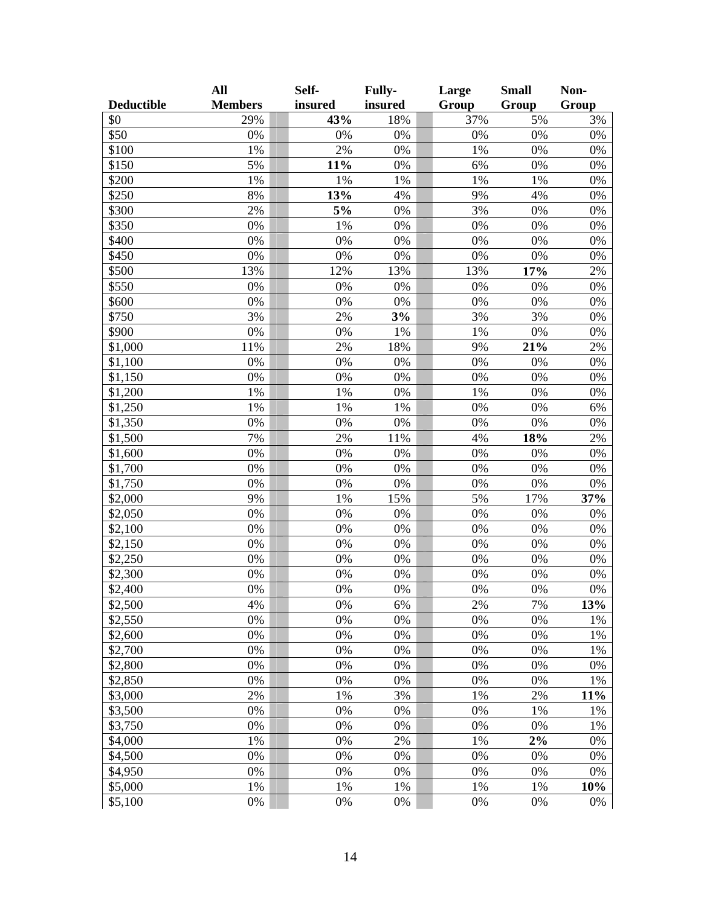| Deductible | All Members | Self-insured | Fully-insured | Large Group | Small Group | Non-Group |
|---|---|---|---|---|---|---|
| $0 | 29% | **43%** | 18% | 37% | 5% | 3% |
| $50 | 0% | 0% | 0% | 0% | 0% | 0% |
| $100 | 1% | 2% | 0% | 1% | 0% | 0% |
| $150 | 5% | **11%** | 0% | 6% | 0% | 0% |
| $200 | 1% | 1% | 1% | 1% | 1% | 0% |
| $250 | 8% | **13%** | 4% | 9% | 4% | 0% |
| $300 | 2% | **5%** | 0% | 3% | 0% | 0% |
| $350 | 0% | 1% | 0% | 0% | 0% | 0% |
| $400 | 0% | 0% | 0% | 0% | 0% | 0% |
| $450 | 0% | 0% | 0% | 0% | 0% | 0% |
| $500 | 13% | 12% | 13% | 13% | **17%** | 2% |
| $550 | 0% | 0% | 0% | 0% | 0% | 0% |
| $600 | 0% | 0% | 0% | 0% | 0% | 0% |
| $750 | 3% | 2% | **3%** | 3% | 3% | 0% |
| $900 | 0% | 0% | 1% | 1% | 0% | 0% |
| $1,000 | 11% | 2% | 18% | 9% | **21%** | 2% |
| $1,100 | 0% | 0% | 0% | 0% | 0% | 0% |
| $1,150 | 0% | 0% | 0% | 0% | 0% | 0% |
| $1,200 | 1% | 1% | 0% | 1% | 0% | 0% |
| $1,250 | 1% | 1% | 1% | 0% | 0% | 6% |
| $1,350 | 0% | 0% | 0% | 0% | 0% | 0% |
| $1,500 | 7% | 2% | 11% | 4% | **18%** | 2% |
| $1,600 | 0% | 0% | 0% | 0% | 0% | 0% |
| $1,700 | 0% | 0% | 0% | 0% | 0% | 0% |
| $1,750 | 0% | 0% | 0% | 0% | 0% | 0% |
| $2,000 | 9% | 1% | 15% | 5% | 17% | **37%** |
| $2,050 | 0% | 0% | 0% | 0% | 0% | 0% |
| $2,100 | 0% | 0% | 0% | 0% | 0% | 0% |
| $2,150 | 0% | 0% | 0% | 0% | 0% | 0% |
| $2,250 | 0% | 0% | 0% | 0% | 0% | 0% |
| $2,300 | 0% | 0% | 0% | 0% | 0% | 0% |
| $2,400 | 0% | 0% | 0% | 0% | 0% | 0% |
| $2,500 | 4% | 0% | 6% | 2% | 7% | **13%** |
| $2,550 | 0% | 0% | 0% | 0% | 0% | 1% |
| $2,600 | 0% | 0% | 0% | 0% | 0% | 1% |
| $2,700 | 0% | 0% | 0% | 0% | 0% | 1% |
| $2,800 | 0% | 0% | 0% | 0% | 0% | 0% |
| $2,850 | 0% | 0% | 0% | 0% | 0% | 1% |
| $3,000 | 2% | 1% | 3% | 1% | 2% | **11%** |
| $3,500 | 0% | 0% | 0% | 0% | 1% | 1% |
| $3,750 | 0% | 0% | 0% | 0% | 0% | 1% |
| $4,000 | 1% | 0% | 2% | 1% | **2%** | 0% |
| $4,500 | 0% | 0% | 0% | 0% | 0% | 0% |
| $4,950 | 0% | 0% | 0% | 0% | 0% | 0% |
| $5,000 | 1% | 1% | 1% | 1% | 1% | **10%** |
| $5,100 | 0% | 0% | 0% | 0% | 0% | 0% |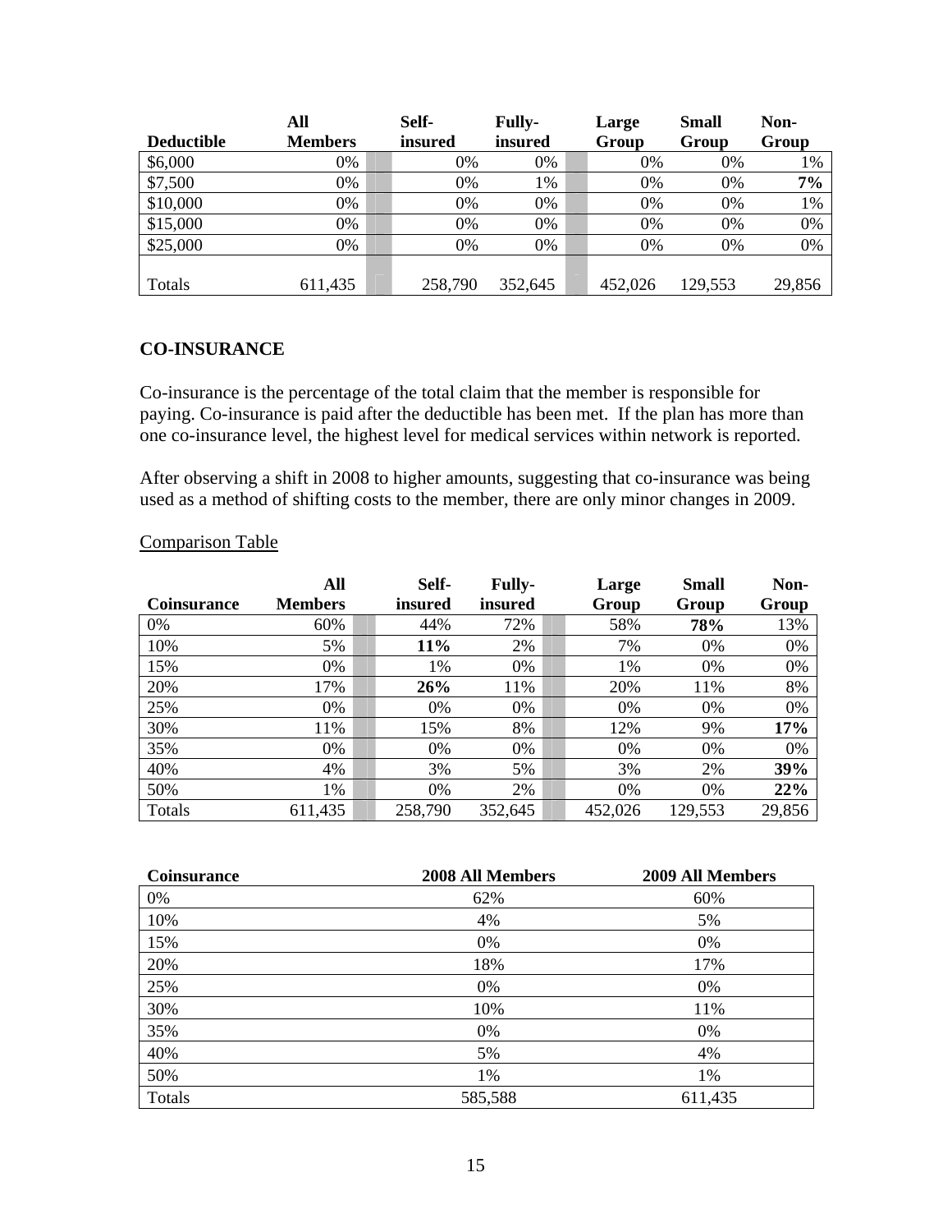| Deductible | All Members | Self-insured | Fully-insured | Large Group | Small Group | Non-Group |
|---|---|---|---|---|---|---|
| $6,000 | 0% | 0% | 0% | 0% | 0% | 1% |
| $7,500 | 0% | 0% | 1% | 0% | 0% | **7%** |
| $10,000 | 0% | 0% | 0% | 0% | 0% | 1% |
| $15,000 | 0% | 0% | 0% | 0% | 0% | 0% |
| $25,000 | 0% | 0% | 0% | 0% | 0% | 0% |
| Totals | 611,435 | 258,790 | 352,645 | 452,026 | 129,553 | 29,856 |

## CO-INSURANCE

Co-insurance is the percentage of the total claim that the member is responsible for paying. Co-insurance is paid after the deductible has been met. If the plan has more than one co-insurance level, the highest level for medical services within network is reported.

After observing a shift in 2008 to higher amounts, suggesting that co-insurance was being used as a method of shifting costs to the member, there are only minor changes in 2009.

Comparison Table

| Coinsurance | All Members | Self-insured | Fully-insured | Large Group | Small Group | Non-Group |
|---|---|---|---|---|---|---|
| 0% | 60% | 44% | 72% | 58% | **78%** | 13% |
| 10% | 5% | **11%** | 2% | 7% | 0% | 0% |
| 15% | 0% | 1% | 0% | 1% | 0% | 0% |
| 20% | 17% | **26%** | 11% | 20% | 11% | 8% |
| 25% | 0% | 0% | 0% | 0% | 0% | 0% |
| 30% | 11% | 15% | 8% | 12% | 9% | **17%** |
| 35% | 0% | 0% | 0% | 0% | 0% | 0% |
| 40% | 4% | 3% | 5% | 3% | 2% | **39%** |
| 50% | 1% | 0% | 2% | 0% | 0% | **22%** |
| Totals | 611,435 | 258,790 | 352,645 | 452,026 | 129,553 | 29,856 |

| Coinsurance | 2008 All Members | 2009 All Members |
|---|---|---|
| 0% | 62% | 60% |
| 10% | 4% | 5% |
| 15% | 0% | 0% |
| 20% | 18% | 17% |
| 25% | 0% | 0% |
| 30% | 10% | 11% |
| 35% | 0% | 0% |
| 40% | 5% | 4% |
| 50% | 1% | 1% |
| Totals | 585,588 | 611,435 |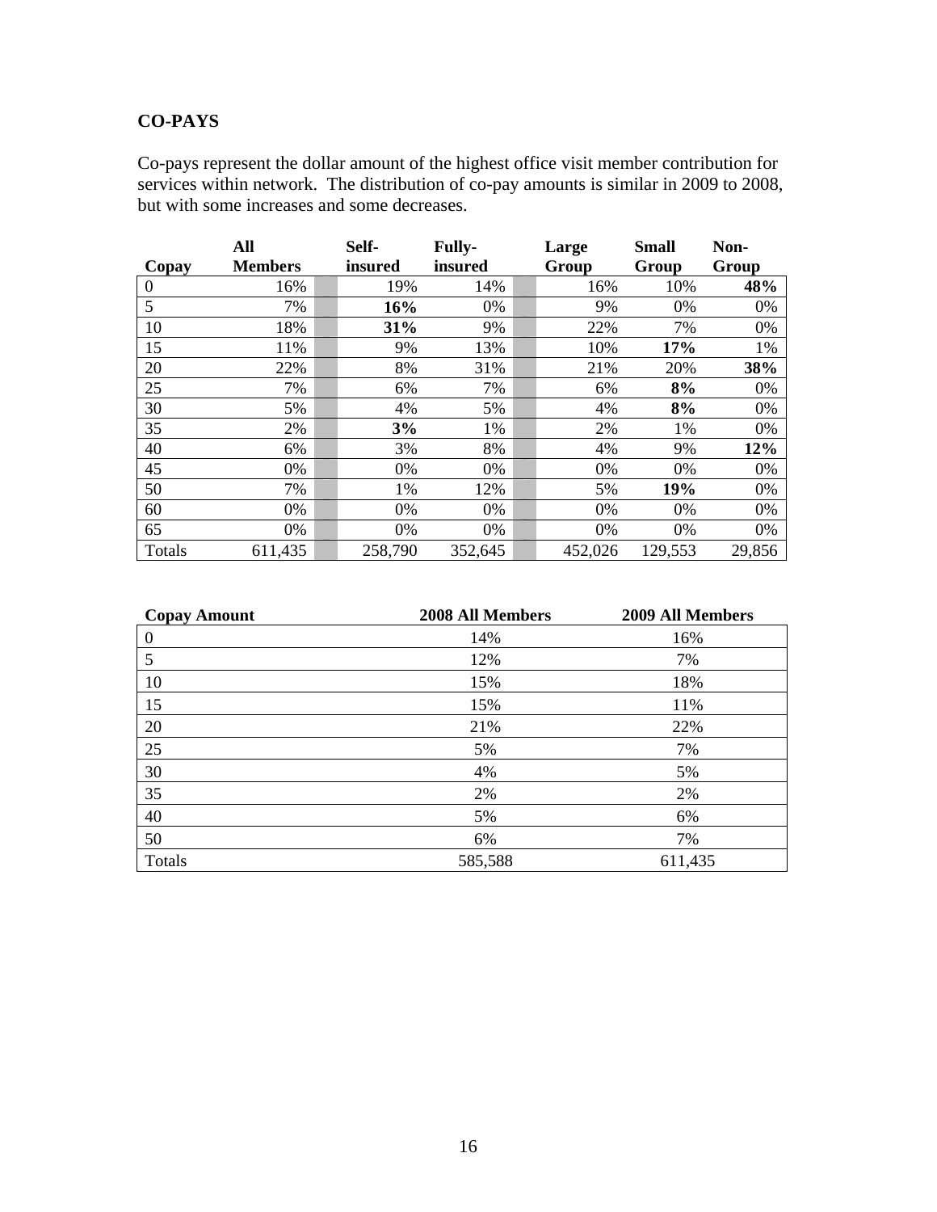## CO-PAYS

Co-pays represent the dollar amount of the highest office visit member contribution for services within network. The distribution of co-pay amounts is similar in 2009 to 2008, but with some increases and some decreases.

| Copay | All Members | | Self-insured | Fully-insured | | Large Group | Small Group | Non-Group |
|---|---|---|---|---|---|---|---|---|
| 0 | 16% | | 19% | 14% | | 16% | 10% | **48%** |
| 5 | 7% | | **16%** | 0% | | 9% | 0% | 0% |
| 10 | 18% | | **31%** | 9% | | 22% | 7% | 0% |
| 15 | 11% | | 9% | 13% | | 10% | **17%** | 1% |
| 20 | 22% | | 8% | 31% | | 21% | 20% | **38%** |
| 25 | 7% | | 6% | 7% | | 6% | **8%** | 0% |
| 30 | 5% | | 4% | 5% | | 4% | **8%** | 0% |
| 35 | 2% | | **3%** | 1% | | 2% | 1% | 0% |
| 40 | 6% | | 3% | 8% | | 4% | 9% | **12%** |
| 45 | 0% | | 0% | 0% | | 0% | 0% | 0% |
| 50 | 7% | | 1% | 12% | | 5% | **19%** | 0% |
| 60 | 0% | | 0% | 0% | | 0% | 0% | 0% |
| 65 | 0% | | 0% | 0% | | 0% | 0% | 0% |
| Totals | 611,435 | | 258,790 | 352,645 | | 452,026 | 129,553 | 29,856 |

| Copay Amount | 2008 All Members | 2009 All Members |
|---|---|---|
| 0 | 14% | 16% |
| 5 | 12% | 7% |
| 10 | 15% | 18% |
| 15 | 15% | 11% |
| 20 | 21% | 22% |
| 25 | 5% | 7% |
| 30 | 4% | 5% |
| 35 | 2% | 2% |
| 40 | 5% | 6% |
| 50 | 6% | 7% |
| Totals | 585,588 | 611,435 |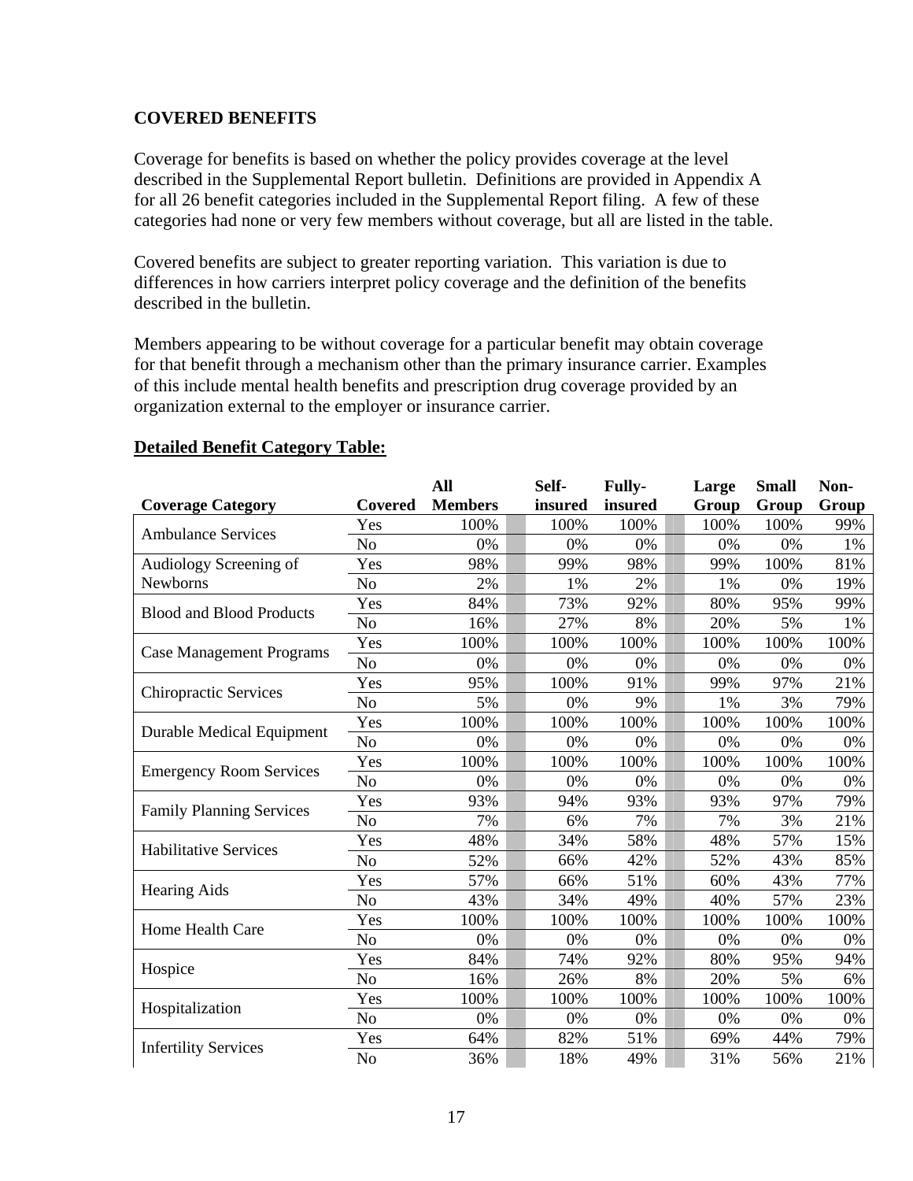**COVERED BENEFITS**

Coverage for benefits is based on whether the policy provides coverage at the level described in the Supplemental Report bulletin. Definitions are provided in Appendix A for all 26 benefit categories included in the Supplemental Report filing. A few of these categories had none or very few members without coverage, but all are listed in the table.

Covered benefits are subject to greater reporting variation. This variation is due to differences in how carriers interpret policy coverage and the definition of the benefits described in the bulletin.

Members appearing to be without coverage for a particular benefit may obtain coverage for that benefit through a mechanism other than the primary insurance carrier. Examples of this include mental health benefits and prescription drug coverage provided by an organization external to the employer or insurance carrier.

**Detailed Benefit Category Table:**

| Coverage Category | Covered | All Members | Self-insured | Fully-insured | Large Group | Small Group | Non-Group |
|---|---|---|---|---|---|---|---|
| Ambulance Services | Yes | 100% | 100% | 100% | 100% | 100% | 99% |
| | No | 0% | 0% | 0% | 0% | 0% | 1% |
| Audiology Screening of Newborns | Yes | 98% | 99% | 98% | 99% | 100% | 81% |
| | No | 2% | 1% | 2% | 1% | 0% | 19% |
| Blood and Blood Products | Yes | 84% | 73% | 92% | 80% | 95% | 99% |
| | No | 16% | 27% | 8% | 20% | 5% | 1% |
| Case Management Programs | Yes | 100% | 100% | 100% | 100% | 100% | 100% |
| | No | 0% | 0% | 0% | 0% | 0% | 0% |
| Chiropractic Services | Yes | 95% | 100% | 91% | 99% | 97% | 21% |
| | No | 5% | 0% | 9% | 1% | 3% | 79% |
| Durable Medical Equipment | Yes | 100% | 100% | 100% | 100% | 100% | 100% |
| | No | 0% | 0% | 0% | 0% | 0% | 0% |
| Emergency Room Services | Yes | 100% | 100% | 100% | 100% | 100% | 100% |
| | No | 0% | 0% | 0% | 0% | 0% | 0% |
| Family Planning Services | Yes | 93% | 94% | 93% | 93% | 97% | 79% |
| | No | 7% | 6% | 7% | 7% | 3% | 21% |
| Habilitative Services | Yes | 48% | 34% | 58% | 48% | 57% | 15% |
| | No | 52% | 66% | 42% | 52% | 43% | 85% |
| Hearing Aids | Yes | 57% | 66% | 51% | 60% | 43% | 77% |
| | No | 43% | 34% | 49% | 40% | 57% | 23% |
| Home Health Care | Yes | 100% | 100% | 100% | 100% | 100% | 100% |
| | No | 0% | 0% | 0% | 0% | 0% | 0% |
| Hospice | Yes | 84% | 74% | 92% | 80% | 95% | 94% |
| | No | 16% | 26% | 8% | 20% | 5% | 6% |
| Hospitalization | Yes | 100% | 100% | 100% | 100% | 100% | 100% |
| | No | 0% | 0% | 0% | 0% | 0% | 0% |
| Infertility Services | Yes | 64% | 82% | 51% | 69% | 44% | 79% |
| | No | 36% | 18% | 49% | 31% | 56% | 21% |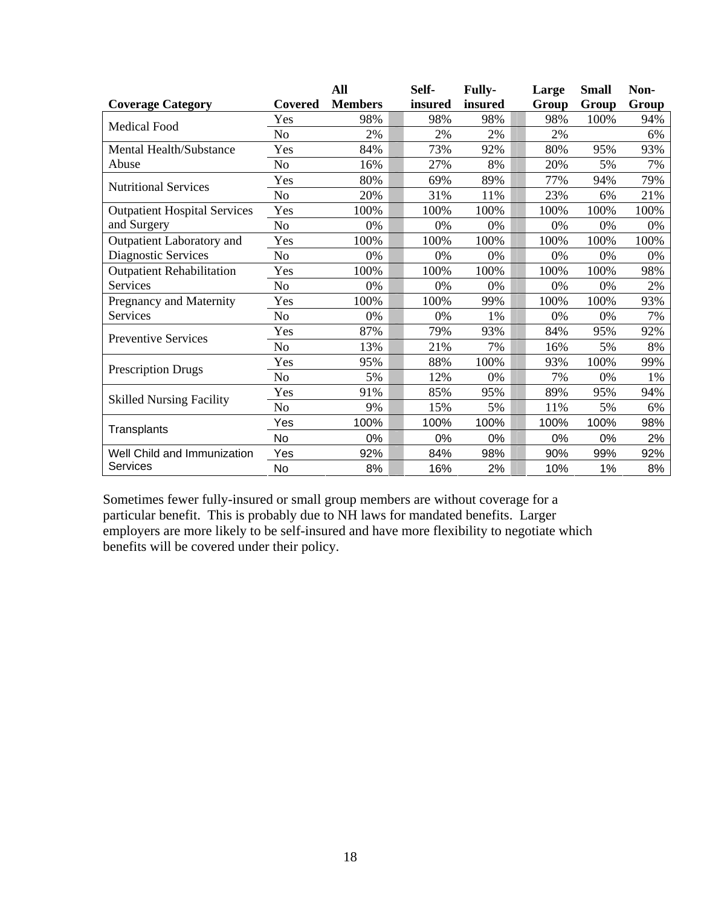| Coverage Category | Covered | All Members | Self-insured | Fully-insured | Large Group | Small Group | Non-Group |
|---|---|---|---|---|---|---|---|
| Medical Food | Yes | 98% | 98% | 98% | 98% | 100% | 94% |
| | No | 2% | 2% | 2% | 2% | | 6% |
| Mental Health/Substance Abuse | Yes | 84% | 73% | 92% | 80% | 95% | 93% |
| | No | 16% | 27% | 8% | 20% | 5% | 7% |
| Nutritional Services | Yes | 80% | 69% | 89% | 77% | 94% | 79% |
| | No | 20% | 31% | 11% | 23% | 6% | 21% |
| Outpatient Hospital Services and Surgery | Yes | 100% | 100% | 100% | 100% | 100% | 100% |
| | No | 0% | 0% | 0% | 0% | 0% | 0% |
| Outpatient Laboratory and Diagnostic Services | Yes | 100% | 100% | 100% | 100% | 100% | 100% |
| | No | 0% | 0% | 0% | 0% | 0% | 0% |
| Outpatient Rehabilitation Services | Yes | 100% | 100% | 100% | 100% | 100% | 98% |
| | No | 0% | 0% | 0% | 0% | 0% | 2% |
| Pregnancy and Maternity Services | Yes | 100% | 100% | 99% | 100% | 100% | 93% |
| | No | 0% | 0% | 1% | 0% | 0% | 7% |
| Preventive Services | Yes | 87% | 79% | 93% | 84% | 95% | 92% |
| | No | 13% | 21% | 7% | 16% | 5% | 8% |
| Prescription Drugs | Yes | 95% | 88% | 100% | 93% | 100% | 99% |
| | No | 5% | 12% | 0% | 7% | 0% | 1% |
| Skilled Nursing Facility | Yes | 91% | 85% | 95% | 89% | 95% | 94% |
| | No | 9% | 15% | 5% | 11% | 5% | 6% |
| Transplants | Yes | 100% | 100% | 100% | 100% | 100% | 98% |
| | No | 0% | 0% | 0% | 0% | 0% | 2% |
| Well Child and Immunization Services | Yes | 92% | 84% | 98% | 90% | 99% | 92% |
| | No | 8% | 16% | 2% | 10% | 1% | 8% |

Sometimes fewer fully-insured or small group members are without coverage for a particular benefit. This is probably due to NH laws for mandated benefits. Larger employers are more likely to be self-insured and have more flexibility to negotiate which benefits will be covered under their policy.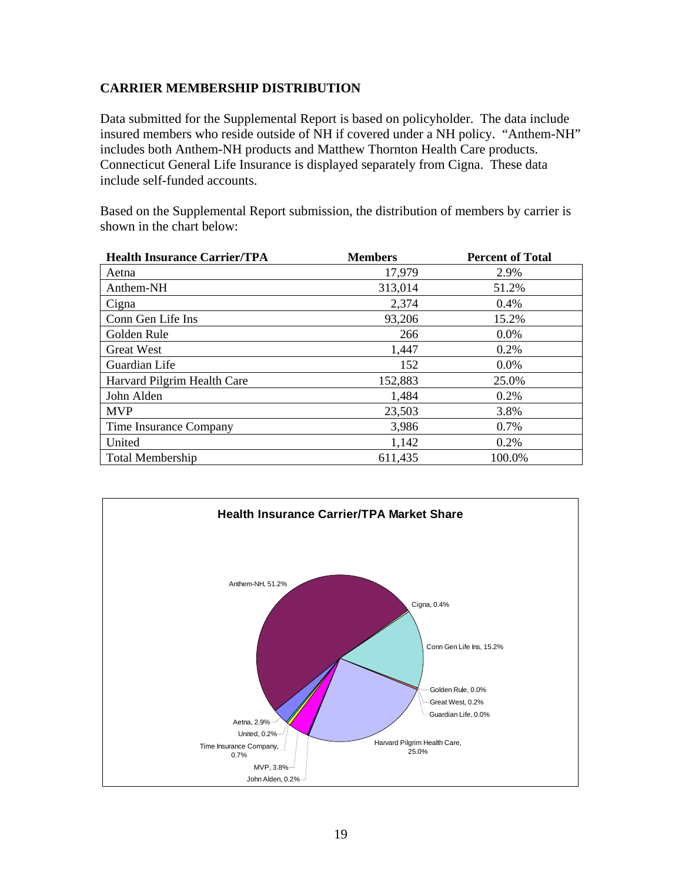## CARRIER MEMBERSHIP DISTRIBUTION

Data submitted for the Supplemental Report is based on policyholder. The data include insured members who reside outside of NH if covered under a NH policy. "Anthem-NH" includes both Anthem-NH products and Matthew Thornton Health Care products. Connecticut General Life Insurance is displayed separately from Cigna. These data include self-funded accounts.

Based on the Supplemental Report submission, the distribution of members by carrier is shown in the chart below:

| Health Insurance Carrier/TPA | Members | Percent of Total |
|---|---|---|
| Aetna | 17,979 | 2.9% |
| Anthem-NH | 313,014 | 51.2% |
| Cigna | 2,374 | 0.4% |
| Conn Gen Life Ins | 93,206 | 15.2% |
| Golden Rule | 266 | 0.0% |
| Great West | 1,447 | 0.2% |
| Guardian Life | 152 | 0.0% |
| Harvard Pilgrim Health Care | 152,883 | 25.0% |
| John Alden | 1,484 | 0.2% |
| MVP | 23,503 | 3.8% |
| Time Insurance Company | 3,986 | 0.7% |
| United | 1,142 | 0.2% |
| Total Membership | 611,435 | 100.0% |

**Health Insurance Carrier/TPA Market Share**

Anthem-NH, 51.2%; Cigna, 0.4%; Conn Gen Life Ins, 15.2%; Golden Rule, 0.0%; Great West, 0.2%; Guardian Life, 0.0%; Harvard Pilgrim Health Care, 25.0%; John Alden, 0.2%; MVP, 3.8%; Time Insurance Company, 0.7%; United, 0.2%; Aetna, 2.9%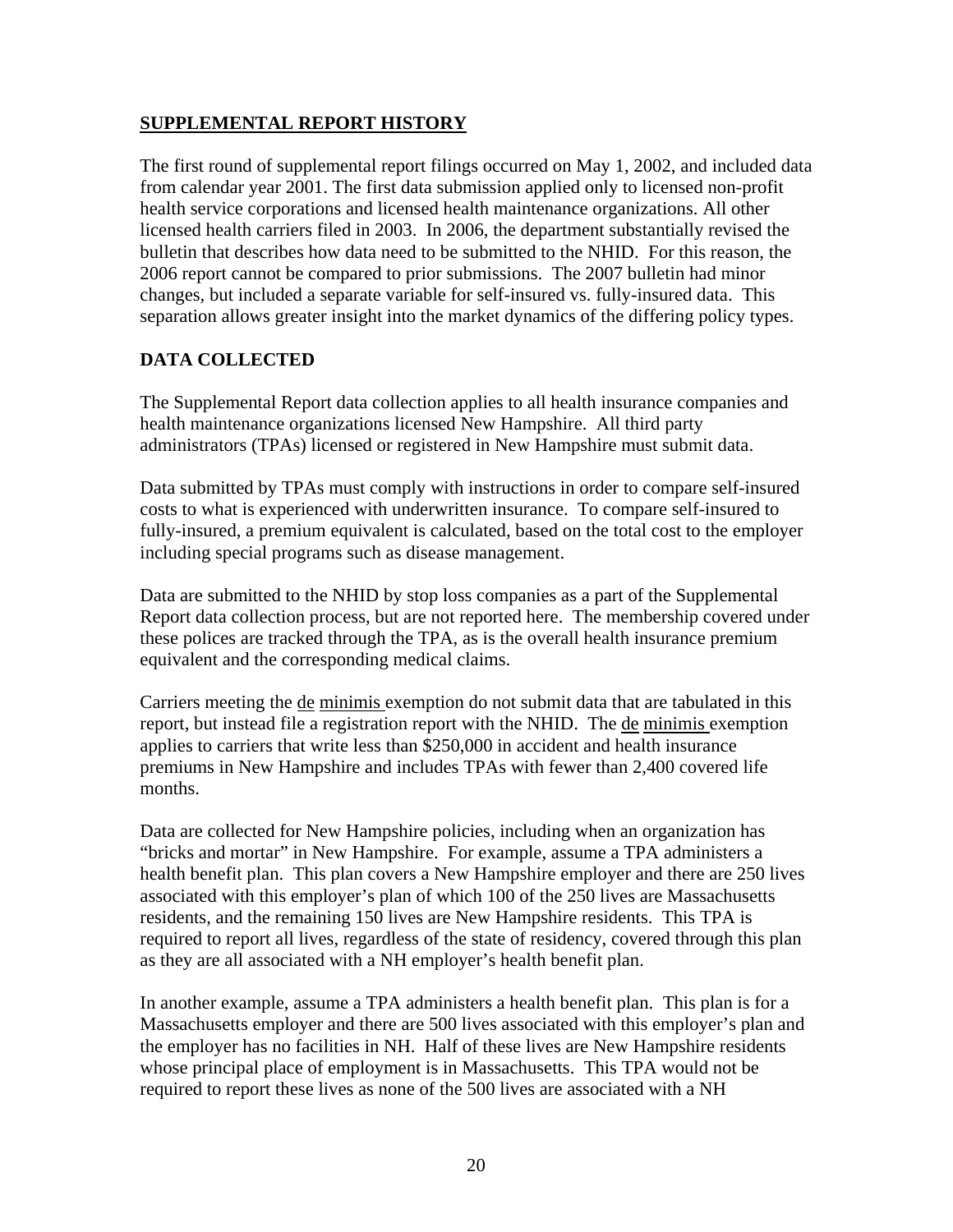## SUPPLEMENTAL REPORT HISTORY

The first round of supplemental report filings occurred on May 1, 2002, and included data from calendar year 2001. The first data submission applied only to licensed non-profit health service corporations and licensed health maintenance organizations. All other licensed health carriers filed in 2003. In 2006, the department substantially revised the bulletin that describes how data need to be submitted to the NHID. For this reason, the 2006 report cannot be compared to prior submissions. The 2007 bulletin had minor changes, but included a separate variable for self-insured vs. fully-insured data. This separation allows greater insight into the market dynamics of the differing policy types.

## DATA COLLECTED

The Supplemental Report data collection applies to all health insurance companies and health maintenance organizations licensed New Hampshire. All third party administrators (TPAs) licensed or registered in New Hampshire must submit data.

Data submitted by TPAs must comply with instructions in order to compare self-insured costs to what is experienced with underwritten insurance. To compare self-insured to fully-insured, a premium equivalent is calculated, based on the total cost to the employer including special programs such as disease management.

Data are submitted to the NHID by stop loss companies as a part of the Supplemental Report data collection process, but are not reported here. The membership covered under these polices are tracked through the TPA, as is the overall health insurance premium equivalent and the corresponding medical claims.

Carriers meeting the de minimis exemption do not submit data that are tabulated in this report, but instead file a registration report with the NHID. The de minimis exemption applies to carriers that write less than $250,000 in accident and health insurance premiums in New Hampshire and includes TPAs with fewer than 2,400 covered life months.

Data are collected for New Hampshire policies, including when an organization has "bricks and mortar" in New Hampshire. For example, assume a TPA administers a health benefit plan. This plan covers a New Hampshire employer and there are 250 lives associated with this employer's plan of which 100 of the 250 lives are Massachusetts residents, and the remaining 150 lives are New Hampshire residents. This TPA is required to report all lives, regardless of the state of residency, covered through this plan as they are all associated with a NH employer's health benefit plan.

In another example, assume a TPA administers a health benefit plan. This plan is for a Massachusetts employer and there are 500 lives associated with this employer's plan and the employer has no facilities in NH. Half of these lives are New Hampshire residents whose principal place of employment is in Massachusetts. This TPA would not be required to report these lives as none of the 500 lives are associated with a NH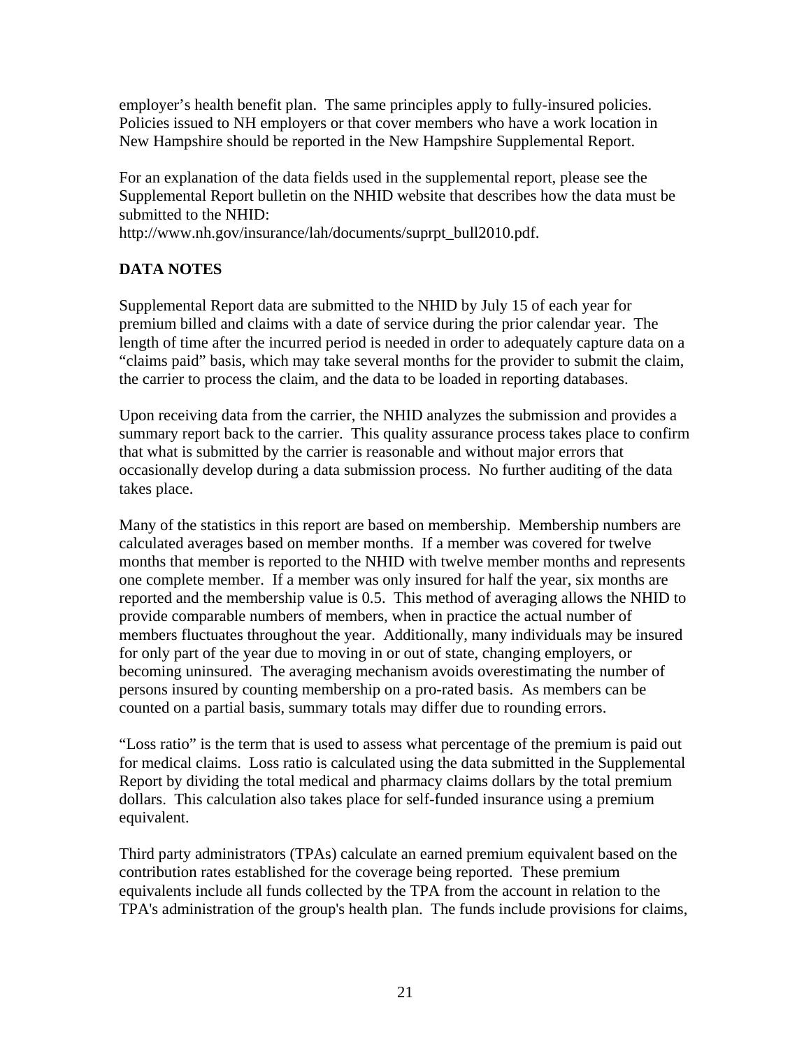employer's health benefit plan. The same principles apply to fully-insured policies. Policies issued to NH employers or that cover members who have a work location in New Hampshire should be reported in the New Hampshire Supplemental Report.

For an explanation of the data fields used in the supplemental report, please see the Supplemental Report bulletin on the NHID website that describes how the data must be submitted to the NHID:
http://www.nh.gov/insurance/lah/documents/suprpt_bull2010.pdf.

## DATA NOTES

Supplemental Report data are submitted to the NHID by July 15 of each year for premium billed and claims with a date of service during the prior calendar year. The length of time after the incurred period is needed in order to adequately capture data on a "claims paid" basis, which may take several months for the provider to submit the claim, the carrier to process the claim, and the data to be loaded in reporting databases.

Upon receiving data from the carrier, the NHID analyzes the submission and provides a summary report back to the carrier. This quality assurance process takes place to confirm that what is submitted by the carrier is reasonable and without major errors that occasionally develop during a data submission process. No further auditing of the data takes place.

Many of the statistics in this report are based on membership. Membership numbers are calculated averages based on member months. If a member was covered for twelve months that member is reported to the NHID with twelve member months and represents one complete member. If a member was only insured for half the year, six months are reported and the membership value is 0.5. This method of averaging allows the NHID to provide comparable numbers of members, when in practice the actual number of members fluctuates throughout the year. Additionally, many individuals may be insured for only part of the year due to moving in or out of state, changing employers, or becoming uninsured. The averaging mechanism avoids overestimating the number of persons insured by counting membership on a pro-rated basis. As members can be counted on a partial basis, summary totals may differ due to rounding errors.

"Loss ratio" is the term that is used to assess what percentage of the premium is paid out for medical claims. Loss ratio is calculated using the data submitted in the Supplemental Report by dividing the total medical and pharmacy claims dollars by the total premium dollars. This calculation also takes place for self-funded insurance using a premium equivalent.

Third party administrators (TPAs) calculate an earned premium equivalent based on the contribution rates established for the coverage being reported. These premium equivalents include all funds collected by the TPA from the account in relation to the TPA's administration of the group's health plan. The funds include provisions for claims,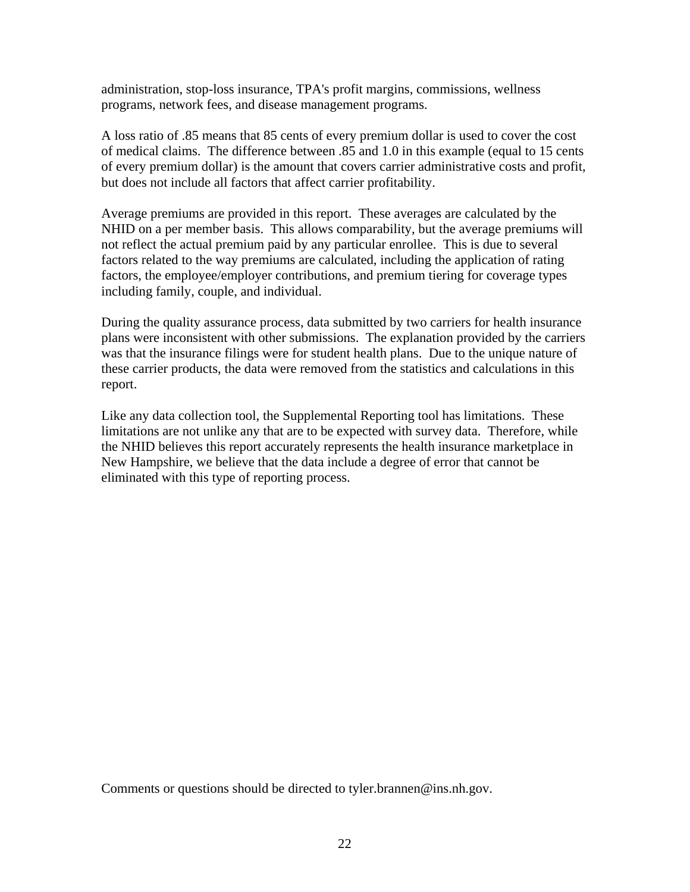administration, stop-loss insurance, TPA's profit margins, commissions, wellness programs, network fees, and disease management programs.

A loss ratio of .85 means that 85 cents of every premium dollar is used to cover the cost of medical claims. The difference between .85 and 1.0 in this example (equal to 15 cents of every premium dollar) is the amount that covers carrier administrative costs and profit, but does not include all factors that affect carrier profitability.

Average premiums are provided in this report. These averages are calculated by the NHID on a per member basis. This allows comparability, but the average premiums will not reflect the actual premium paid by any particular enrollee. This is due to several factors related to the way premiums are calculated, including the application of rating factors, the employee/employer contributions, and premium tiering for coverage types including family, couple, and individual.

During the quality assurance process, data submitted by two carriers for health insurance plans were inconsistent with other submissions. The explanation provided by the carriers was that the insurance filings were for student health plans. Due to the unique nature of these carrier products, the data were removed from the statistics and calculations in this report.

Like any data collection tool, the Supplemental Reporting tool has limitations. These limitations are not unlike any that are to be expected with survey data. Therefore, while the NHID believes this report accurately represents the health insurance marketplace in New Hampshire, we believe that the data include a degree of error that cannot be eliminated with this type of reporting process.

Comments or questions should be directed to tyler.brannen@ins.nh.gov.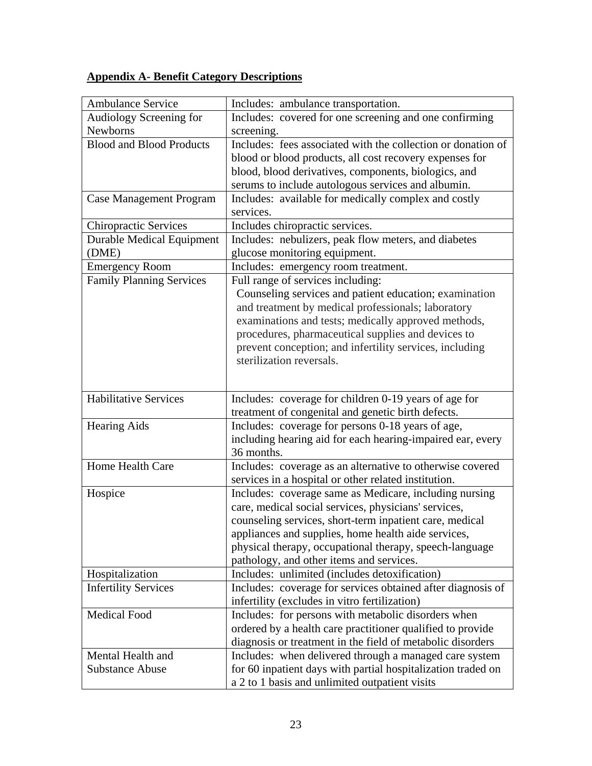**Appendix A- Benefit Category Descriptions**

| | |
|---|---|
| Ambulance Service | Includes: ambulance transportation. |
| Audiology Screening for Newborns | Includes: covered for one screening and one confirming screening. |
| Blood and Blood Products | Includes: fees associated with the collection or donation of blood or blood products, all cost recovery expenses for blood, blood derivatives, components, biologics, and serums to include autologous services and albumin. |
| Case Management Program | Includes: available for medically complex and costly services. |
| Chiropractic Services | Includes chiropractic services. |
| Durable Medical Equipment (DME) | Includes: nebulizers, peak flow meters, and diabetes glucose monitoring equipment. |
| Emergency Room | Includes: emergency room treatment. |
| Family Planning Services | Full range of services including: Counseling services and patient education; examination and treatment by medical professionals; laboratory examinations and tests; medically approved methods, procedures, pharmaceutical supplies and devices to prevent conception; and infertility services, including sterilization reversals. |
| Habilitative Services | Includes: coverage for children 0-19 years of age for treatment of congenital and genetic birth defects. |
| Hearing Aids | Includes: coverage for persons 0-18 years of age, including hearing aid for each hearing-impaired ear, every 36 months. |
| Home Health Care | Includes: coverage as an alternative to otherwise covered services in a hospital or other related institution. |
| Hospice | Includes: coverage same as Medicare, including nursing care, medical social services, physicians' services, counseling services, short-term inpatient care, medical appliances and supplies, home health aide services, physical therapy, occupational therapy, speech-language pathology, and other items and services. |
| Hospitalization | Includes: unlimited (includes detoxification) |
| Infertility Services | Includes: coverage for services obtained after diagnosis of infertility (excludes in vitro fertilization) |
| Medical Food | Includes: for persons with metabolic disorders when ordered by a health care practitioner qualified to provide diagnosis or treatment in the field of metabolic disorders |
| Mental Health and Substance Abuse | Includes: when delivered through a managed care system for 60 inpatient days with partial hospitalization traded on a 2 to 1 basis and unlimited outpatient visits |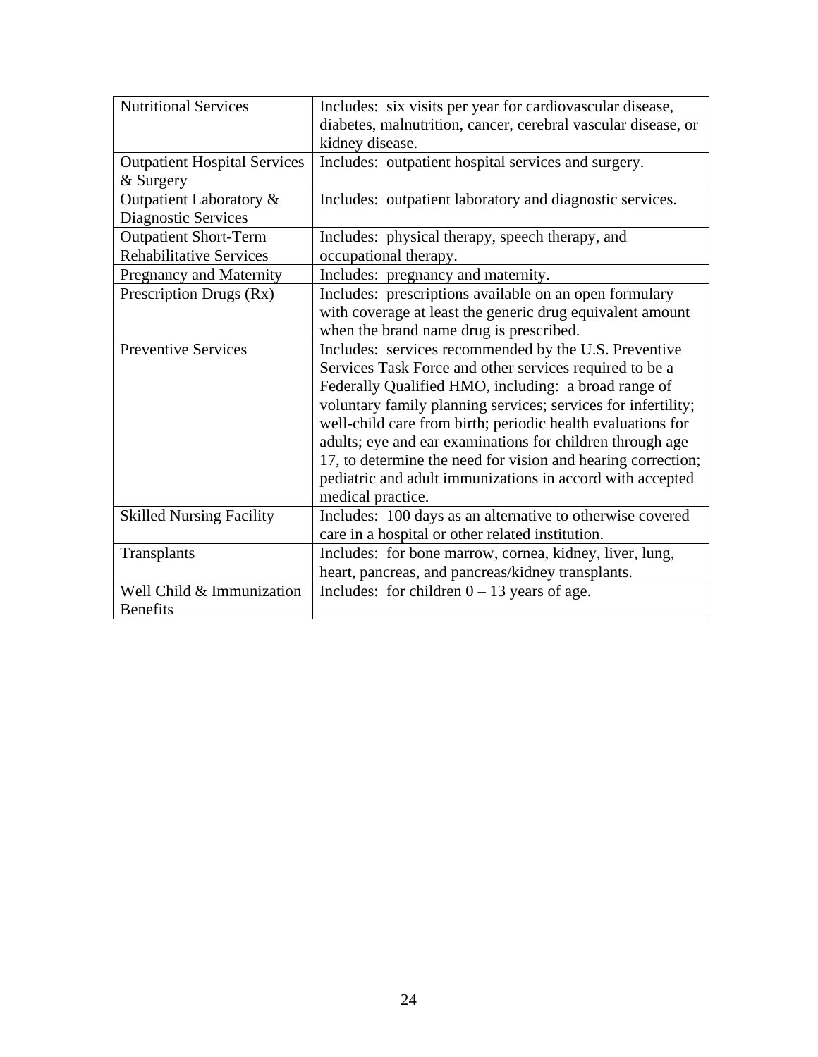| | |
|---|---|
| Nutritional Services | Includes: six visits per year for cardiovascular disease, diabetes, malnutrition, cancer, cerebral vascular disease, or kidney disease. |
| Outpatient Hospital Services & Surgery | Includes: outpatient hospital services and surgery. |
| Outpatient Laboratory & Diagnostic Services | Includes: outpatient laboratory and diagnostic services. |
| Outpatient Short-Term Rehabilitative Services | Includes: physical therapy, speech therapy, and occupational therapy. |
| Pregnancy and Maternity | Includes: pregnancy and maternity. |
| Prescription Drugs (Rx) | Includes: prescriptions available on an open formulary with coverage at least the generic drug equivalent amount when the brand name drug is prescribed. |
| Preventive Services | Includes: services recommended by the U.S. Preventive Services Task Force and other services required to be a Federally Qualified HMO, including: a broad range of voluntary family planning services; services for infertility; well-child care from birth; periodic health evaluations for adults; eye and ear examinations for children through age 17, to determine the need for vision and hearing correction; pediatric and adult immunizations in accord with accepted medical practice. |
| Skilled Nursing Facility | Includes: 100 days as an alternative to otherwise covered care in a hospital or other related institution. |
| Transplants | Includes: for bone marrow, cornea, kidney, liver, lung, heart, pancreas, and pancreas/kidney transplants. |
| Well Child & Immunization Benefits | Includes: for children 0 – 13 years of age. |